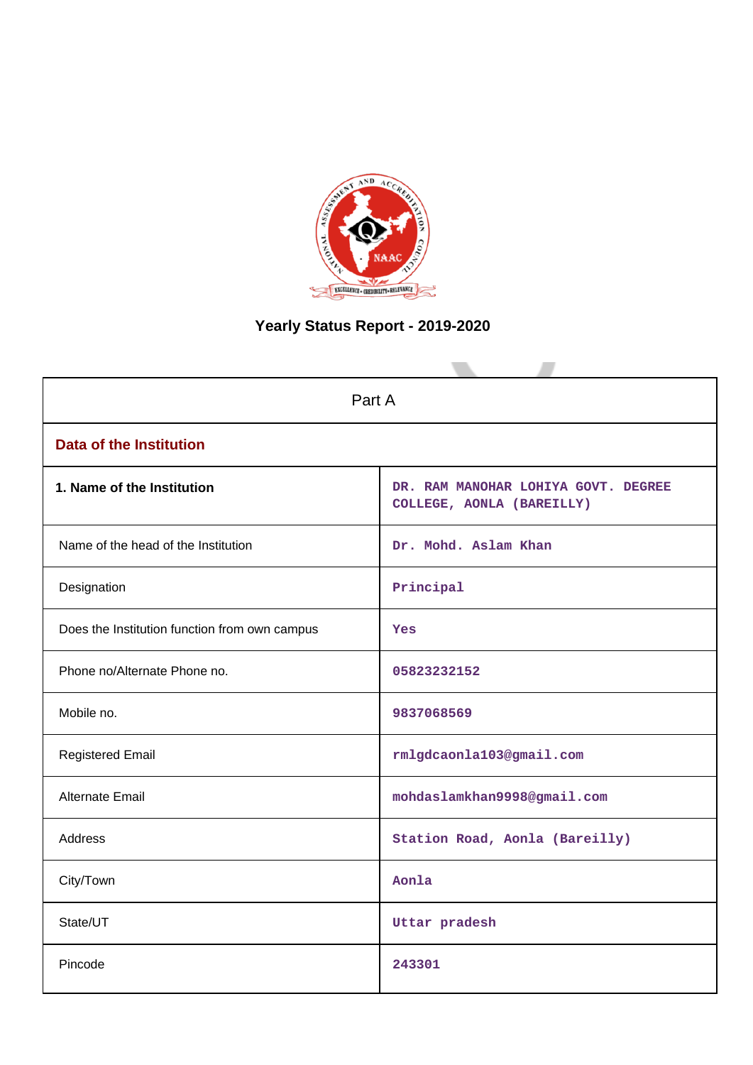# Yearly Status Report - 2019-2020

| Part A | |
|---|---|
| **Data of the Institution** | |
| **1. Name of the Institution** | DR. RAM MANOHAR LOHIYA GOVT. DEGREE COLLEGE, AONLA (BAREILLY) |
| Name of the head of the Institution | Dr. Mohd. Aslam Khan |
| Designation | Principal |
| Does the Institution function from own campus | Yes |
| Phone no/Alternate Phone no. | 05823232152 |
| Mobile no. | 9837068569 |
| Registered Email | rmlgdcaonla103@gmail.com |
| Alternate Email | mohdaslamkhan9998@gmail.com |
| Address | Station Road, Aonla (Bareilly) |
| City/Town | Aonla |
| State/UT | Uttar pradesh |
| Pincode | 243301 |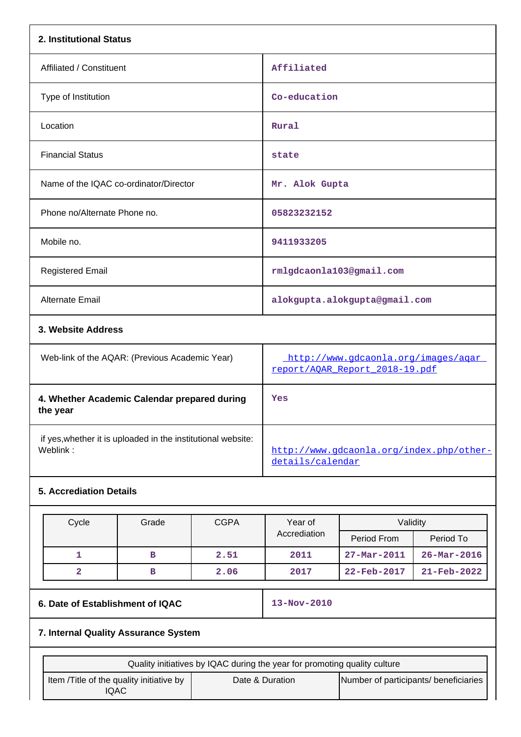### 2. Institutional Status

| | |
|---|---|
| Affiliated / Constituent | Affiliated |
| Type of Institution | Co-education |
| Location | Rural |
| Financial Status | state |
| Name of the IQAC co-ordinator/Director | Mr. Alok Gupta |
| Phone no/Alternate Phone no. | 05823232152 |
| Mobile no. | 9411933205 |
| Registered Email | rmlgdcaonla103@gmail.com |
| Alternate Email | alokgupta.alokgupta@gmail.com |

### 3. Website Address

| | |
|---|---|
| Web-link of the AQAR: (Previous Academic Year) | http://www.gdcaonla.org/images/aqar report/AQAR_Report_2018-19.pdf |
| **4. Whether Academic Calendar prepared during the year** | Yes |
| if yes,whether it is uploaded in the institutional website: Weblink : | http://www.gdcaonla.org/index.php/other-details/calendar |

### 5. Accrediation Details

| Cycle | Grade | CGPA | Year of Accrediation | Validity | |
|---|---|---|---|---|---|
| | | | | Period From | Period To |
| 1 | B | 2.51 | 2011 | 27-Mar-2011 | 26-Mar-2016 |
| 2 | B | 2.06 | 2017 | 22-Feb-2017 | 21-Feb-2022 |

| | |
|---|---|
| **6. Date of Establishment of IQAC** | 13-Nov-2010 |

### 7. Internal Quality Assurance System

| Quality initiatives by IQAC during the year for promoting quality culture | | |
|---|---|---|
| Item /Title of the quality initiative by IQAC | Date & Duration | Number of participants/ beneficiaries |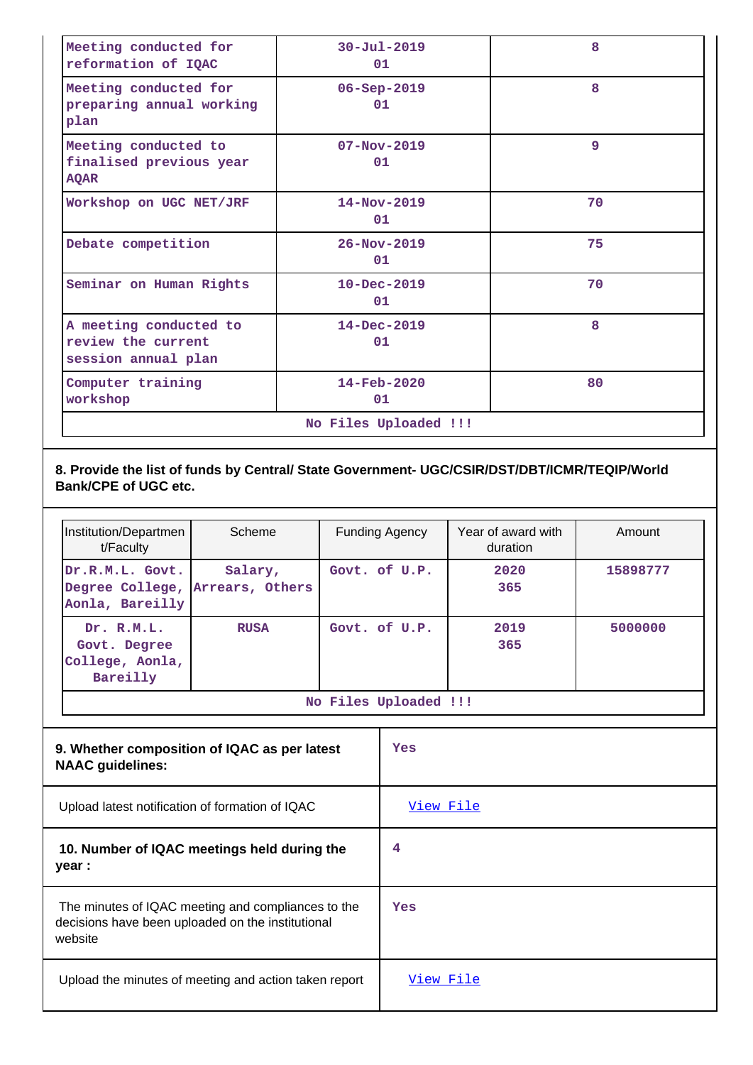| | | |
|---|---|---|
| Meeting conducted for reformation of IQAC | 30-Jul-2019<br>01 | 8 |
| Meeting conducted for preparing annual working plan | 06-Sep-2019<br>01 | 8 |
| Meeting conducted to finalised previous year AQAR | 07-Nov-2019<br>01 | 9 |
| Workshop on UGC NET/JRF | 14-Nov-2019<br>01 | 70 |
| Debate competition | 26-Nov-2019<br>01 | 75 |
| Seminar on Human Rights | 10-Dec-2019<br>01 | 70 |
| A meeting conducted to review the current session annual plan | 14-Dec-2019<br>01 | 8 |
| Computer training workshop | 14-Feb-2020<br>01 | 80 |
| No Files Uploaded !!! | | |

**8. Provide the list of funds by Central/ State Government- UGC/CSIR/DST/DBT/ICMR/TEQIP/World Bank/CPE of UGC etc.**

| Institution/Department/Faculty | Scheme | Funding Agency | Year of award with duration | Amount |
|---|---|---|---|---|
| Dr.R.M.L. Govt. Degree College, Aonla, Bareilly | Salary, Arrears, Others | Govt. of U.P. | 2020<br>365 | 15898777 |
| Dr. R.M.L. Govt. Degree College, Aonla, Bareilly | RUSA | Govt. of U.P. | 2019<br>365 | 5000000 |
| No Files Uploaded !!! | | | | |

| | |
|---|---|
| **9. Whether composition of IQAC as per latest NAAC guidelines:** | Yes |
| Upload latest notification of formation of IQAC | View File |
| **10. Number of IQAC meetings held during the year :** | 4 |
| The minutes of IQAC meeting and compliances to the decisions have been uploaded on the institutional website | Yes |
| Upload the minutes of meeting and action taken report | View File |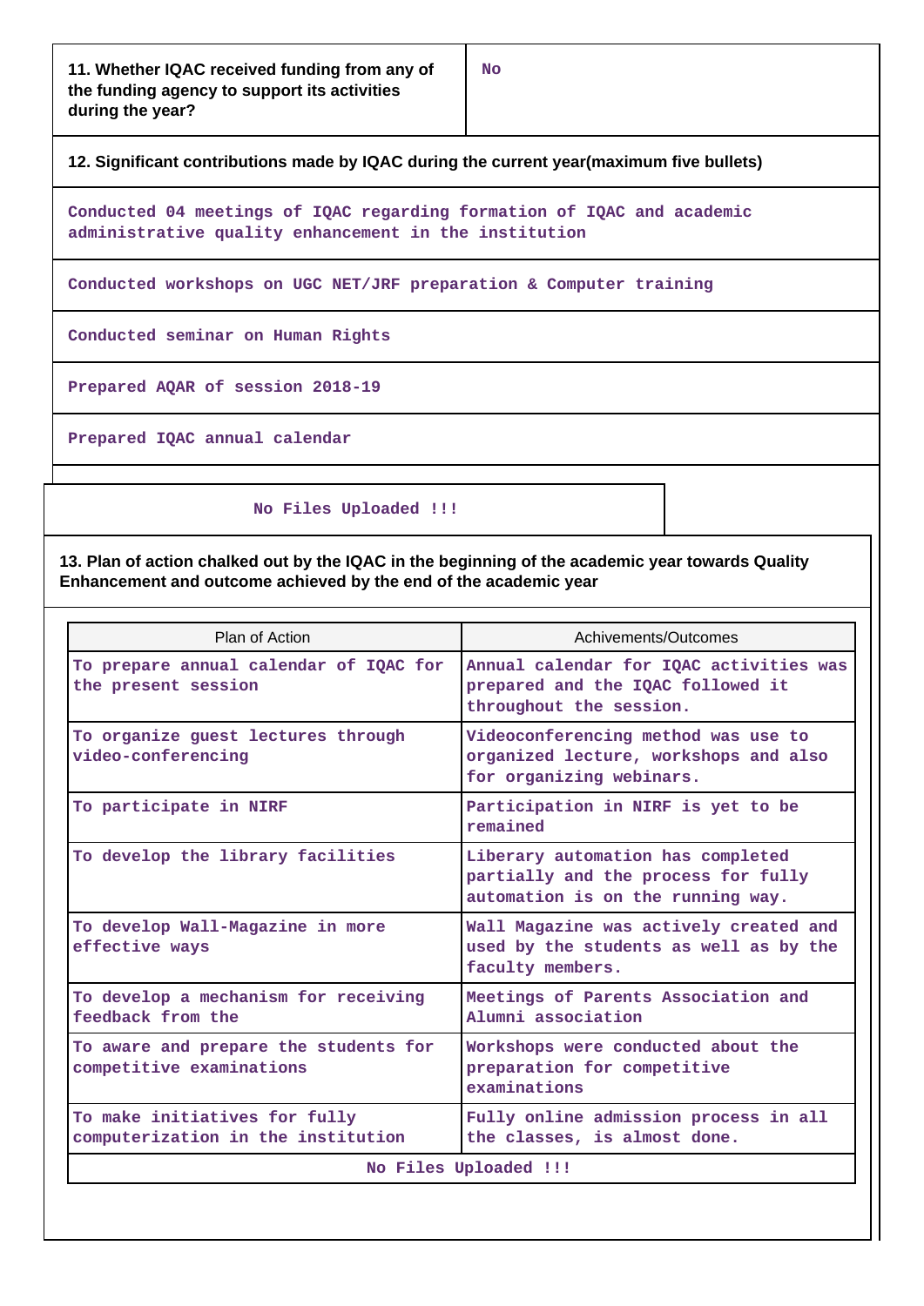| 11. Whether IQAC received funding from any of the funding agency to support its activities during the year? | No |
|---|---|

**12. Significant contributions made by IQAC during the current year(maximum five bullets)**

Conducted 04 meetings of IQAC regarding formation of IQAC and academic administrative quality enhancement in the institution

Conducted workshops on UGC NET/JRF preparation & Computer training

Conducted seminar on Human Rights

Prepared AQAR of session 2018-19

Prepared IQAC annual calendar

No Files Uploaded !!!

**13. Plan of action chalked out by the IQAC in the beginning of the academic year towards Quality Enhancement and outcome achieved by the end of the academic year**

| Plan of Action | Achivements/Outcomes |
|---|---|
| To prepare annual calendar of IQAC for the present session | Annual calendar for IQAC activities was prepared and the IQAC followed it throughout the session. |
| To organize guest lectures through video-conferencing | Videoconferencing method was use to organized lecture, workshops and also for organizing webinars. |
| To participate in NIRF | Participation in NIRF is yet to be remained |
| To develop the library facilities | Liberary automation has completed partially and the process for fully automation is on the running way. |
| To develop Wall-Magazine in more effective ways | Wall Magazine was actively created and used by the students as well as by the faculty members. |
| To develop a mechanism for receiving feedback from the | Meetings of Parents Association and Alumni association |
| To aware and prepare the students for competitive examinations | Workshops were conducted about the preparation for competitive examinations |
| To make initiatives for fully computerization in the institution | Fully online admission process in all the classes, is almost done. |

No Files Uploaded !!!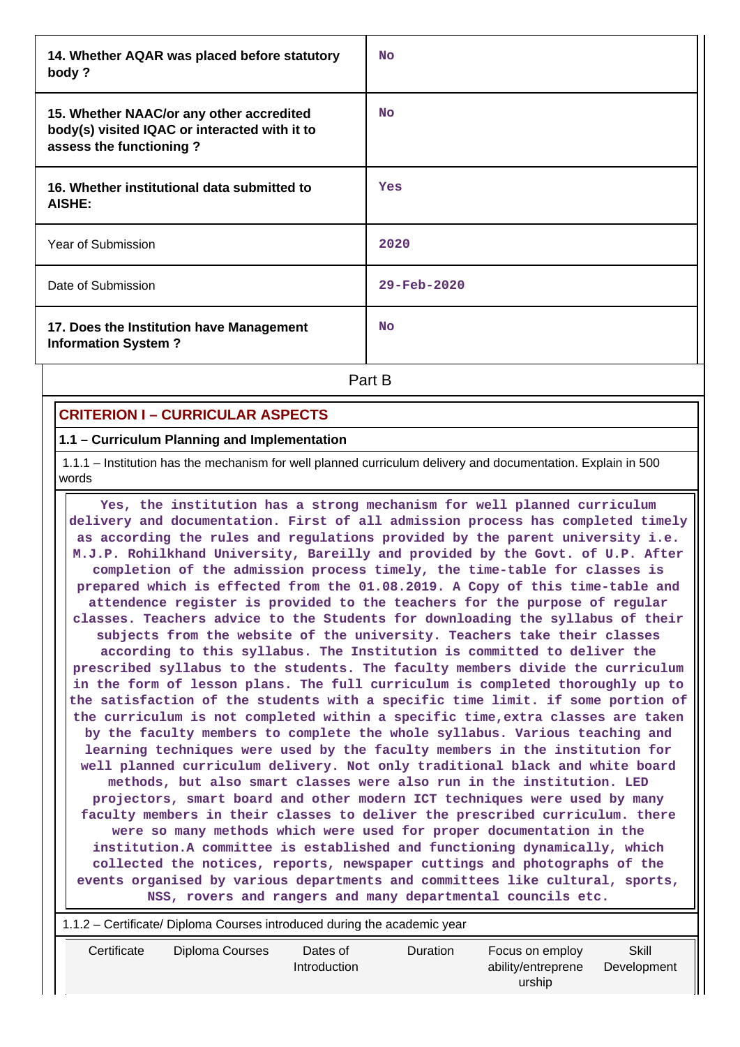| | |
|---|---|
| **14. Whether AQAR was placed before statutory body ?** | No |
| **15. Whether NAAC/or any other accredited body(s) visited IQAC or interacted with it to assess the functioning ?** | No |
| **16. Whether institutional data submitted to AISHE:** | Yes |
| Year of Submission | 2020 |
| Date of Submission | 29-Feb-2020 |
| **17. Does the Institution have Management Information System ?** | No |

## Part B

### CRITERION I – CURRICULAR ASPECTS

**1.1 – Curriculum Planning and Implementation**

1.1.1 – Institution has the mechanism for well planned curriculum delivery and documentation. Explain in 500 words

Yes, the institution has a strong mechanism for well planned curriculum delivery and documentation. First of all admission process has completed timely as according the rules and regulations provided by the parent university i.e. M.J.P. Rohilkhand University, Bareilly and provided by the Govt. of U.P. After completion of the admission process timely, the time-table for classes is prepared which is effected from the 01.08.2019. A Copy of this time-table and attendence register is provided to the teachers for the purpose of regular classes. Teachers advice to the Students for downloading the syllabus of their subjects from the website of the university. Teachers take their classes according to this syllabus. The Institution is committed to deliver the prescribed syllabus to the students. The faculty members divide the curriculum in the form of lesson plans. The full curriculum is completed thoroughly up to the satisfaction of the students with a specific time limit. if some portion of the curriculum is not completed within a specific time,extra classes are taken by the faculty members to complete the whole syllabus. Various teaching and learning techniques were used by the faculty members in the institution for well planned curriculum delivery. Not only traditional black and white board methods, but also smart classes were also run in the institution. LED projectors, smart board and other modern ICT techniques were used by many faculty members in their classes to deliver the prescribed curriculum. there were so many methods which were used for proper documentation in the institution.A committee is established and functioning dynamically, which collected the notices, reports, newspaper cuttings and photographs of the events organised by various departments and committees like cultural, sports, NSS, rovers and rangers and many departmental councils etc.

1.1.2 – Certificate/ Diploma Courses introduced during the academic year

| Certificate | Diploma Courses | Dates of Introduction | Duration | Focus on employ ability/entreprene urship | Skill Development |
|---|---|---|---|---|---|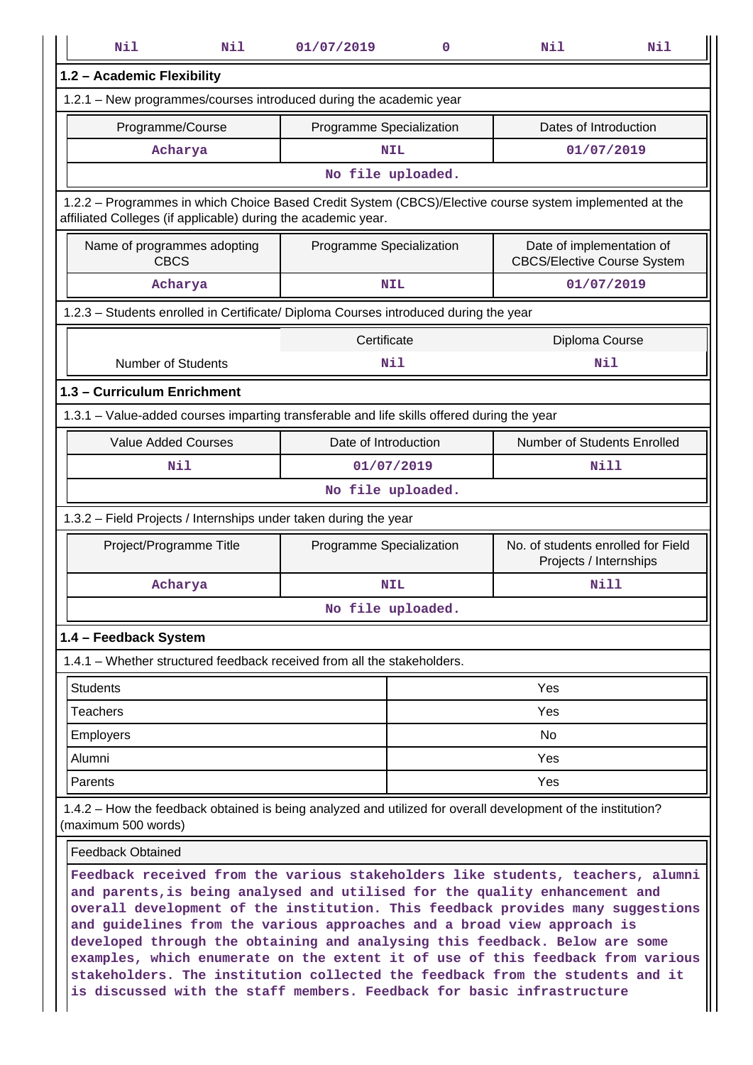| Nil | Nil | 01/07/2019 | 0 | Nil | Nil |
|---|---|---|---|---|---|

### 1.2 – Academic Flexibility

1.2.1 – New programmes/courses introduced during the academic year

| Programme/Course | Programme Specialization | Dates of Introduction |
|---|---|---|
| Acharya | NIL | 01/07/2019 |
| No file uploaded. | | |

1.2.2 – Programmes in which Choice Based Credit System (CBCS)/Elective course system implemented at the affiliated Colleges (if applicable) during the academic year.

| Name of programmes adopting CBCS | Programme Specialization | Date of implementation of CBCS/Elective Course System |
|---|---|---|
| Acharya | NIL | 01/07/2019 |

1.2.3 – Students enrolled in Certificate/ Diploma Courses introduced during the year

| | Certificate | Diploma Course |
|---|---|---|
| Number of Students | Nil | Nil |

### 1.3 – Curriculum Enrichment

1.3.1 – Value-added courses imparting transferable and life skills offered during the year

| Value Added Courses | Date of Introduction | Number of Students Enrolled |
|---|---|---|
| Nil | 01/07/2019 | Nill |
| No file uploaded. | | |

1.3.2 – Field Projects / Internships under taken during the year

| Project/Programme Title | Programme Specialization | No. of students enrolled for Field Projects / Internships |
|---|---|---|
| Acharya | NIL | Nill |
| No file uploaded. | | |

### 1.4 – Feedback System

1.4.1 – Whether structured feedback received from all the stakeholders.

| | |
|---|---|
| Students | Yes |
| Teachers | Yes |
| Employers | No |
| Alumni | Yes |
| Parents | Yes |

1.4.2 – How the feedback obtained is being analyzed and utilized for overall development of the institution? (maximum 500 words)

Feedback Obtained

Feedback received from the various stakeholders like students, teachers, alumni and parents,is being analysed and utilised for the quality enhancement and overall development of the institution. This feedback provides many suggestions and guidelines from the various approaches and a broad view approach is developed through the obtaining and analysing this feedback. Below are some examples, which enumerate on the extent it of use of this feedback from various stakeholders. The institution collected the feedback from the students and it is discussed with the staff members. Feedback for basic infrastructure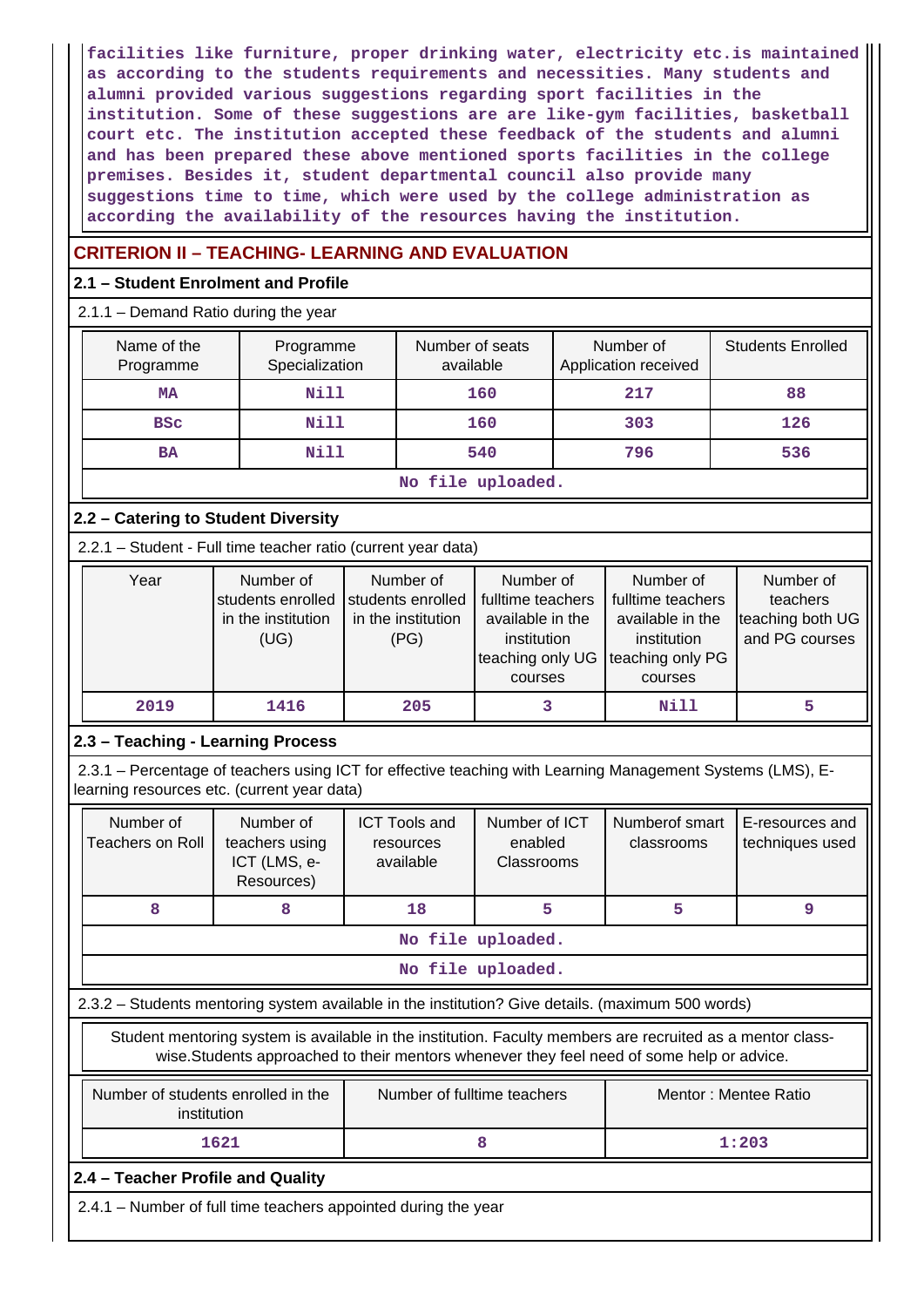facilities like furniture, proper drinking water, electricity etc.is maintained as according to the students requirements and necessities. Many students and alumni provided various suggestions regarding sport facilities in the institution. Some of these suggestions are are like-gym facilities, basketball court etc. The institution accepted these feedback of the students and alumni and has been prepared these above mentioned sports facilities in the college premises. Besides it, student departmental council also provide many suggestions time to time, which were used by the college administration as according the availability of the resources having the institution.

## CRITERION II – TEACHING- LEARNING AND EVALUATION

### 2.1 – Student Enrolment and Profile

2.1.1 – Demand Ratio during the year

| Name of the Programme | Programme Specialization | Number of seats available | Number of Application received | Students Enrolled |
|---|---|---|---|---|
| MA | Nill | 160 | 217 | 88 |
| BSc | Nill | 160 | 303 | 126 |
| BA | Nill | 540 | 796 | 536 |
| No file uploaded. | | | | |

### 2.2 – Catering to Student Diversity

2.2.1 – Student - Full time teacher ratio (current year data)

| Year | Number of students enrolled in the institution (UG) | Number of students enrolled in the institution (PG) | Number of fulltime teachers available in the institution teaching only UG courses | Number of fulltime teachers available in the institution teaching only PG courses | Number of teachers teaching both UG and PG courses |
|---|---|---|---|---|---|
| 2019 | 1416 | 205 | 3 | Nill | 5 |

### 2.3 – Teaching - Learning Process

2.3.1 – Percentage of teachers using ICT for effective teaching with Learning Management Systems (LMS), E-learning resources etc. (current year data)

| Number of Teachers on Roll | Number of teachers using ICT (LMS, e-Resources) | ICT Tools and resources available | Number of ICT enabled Classrooms | Numberof smart classrooms | E-resources and techniques used |
|---|---|---|---|---|---|
| 8 | 8 | 18 | 5 | 5 | 9 |
| No file uploaded. | | | | | |
| No file uploaded. | | | | | |

2.3.2 – Students mentoring system available in the institution? Give details. (maximum 500 words)

Student mentoring system is available in the institution. Faculty members are recruited as a mentor class-wise.Students approached to their mentors whenever they feel need of some help or advice.

| Number of students enrolled in the institution | Number of fulltime teachers | Mentor : Mentee Ratio |
|---|---|---|
| 1621 | 8 | 1:203 |

### 2.4 – Teacher Profile and Quality

2.4.1 – Number of full time teachers appointed during the year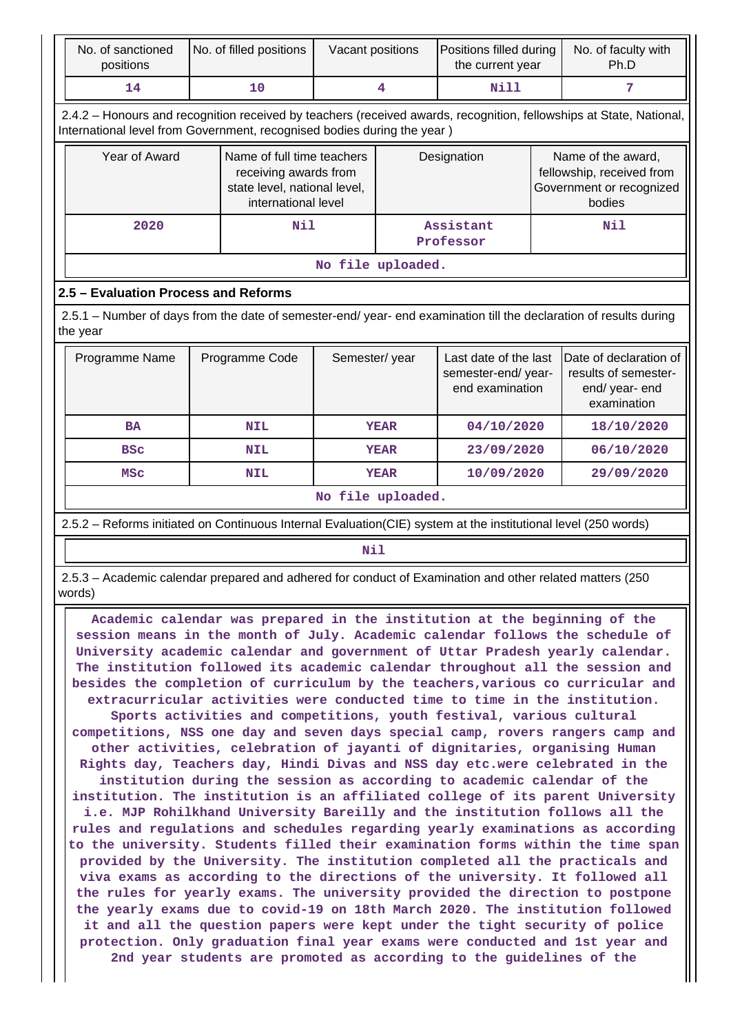| No. of sanctioned positions | No. of filled positions | Vacant positions | Positions filled during the current year | No. of faculty with Ph.D |
|---|---|---|---|---|
| 14 | 10 | 4 | Nill | 7 |

2.4.2 – Honours and recognition received by teachers (received awards, recognition, fellowships at State, National, International level from Government, recognised bodies during the year )

| Year of Award | Name of full time teachers receiving awards from state level, national level, international level | Designation | Name of the award, fellowship, received from Government or recognized bodies |
|---|---|---|---|
| 2020 | Nil | Assistant Professor | Nil |
| No file uploaded. | | | |

**2.5 – Evaluation Process and Reforms**

2.5.1 – Number of days from the date of semester-end/ year- end examination till the declaration of results during the year

| Programme Name | Programme Code | Semester/ year | Last date of the last semester-end/ year- end examination | Date of declaration of results of semester-end/ year- end examination |
|---|---|---|---|---|
| BA | NIL | YEAR | 04/10/2020 | 18/10/2020 |
| BSc | NIL | YEAR | 23/09/2020 | 06/10/2020 |
| MSc | NIL | YEAR | 10/09/2020 | 29/09/2020 |
| No file uploaded. | | | | |

2.5.2 – Reforms initiated on Continuous Internal Evaluation(CIE) system at the institutional level (250 words)

Nil

2.5.3 – Academic calendar prepared and adhered for conduct of Examination and other related matters (250 words)

Academic calendar was prepared in the institution at the beginning of the session means in the month of July. Academic calendar follows the schedule of University academic calendar and government of Uttar Pradesh yearly calendar. The institution followed its academic calendar throughout all the session and besides the completion of curriculum by the teachers,various co curricular and extracurricular activities were conducted time to time in the institution. Sports activities and competitions, youth festival, various cultural competitions, NSS one day and seven days special camp, rovers rangers camp and other activities, celebration of jayanti of dignitaries, organising Human Rights day, Teachers day, Hindi Divas and NSS day etc.were celebrated in the institution during the session as according to academic calendar of the institution. The institution is an affiliated college of its parent University i.e. MJP Rohilkhand University Bareilly and the institution follows all the rules and regulations and schedules regarding yearly examinations as according to the university. Students filled their examination forms within the time span provided by the University. The institution completed all the practicals and viva exams as according to the directions of the university. It followed all the rules for yearly exams. The university provided the direction to postpone the yearly exams due to covid-19 on 18th March 2020. The institution followed it and all the question papers were kept under the tight security of police protection. Only graduation final year exams were conducted and 1st year and 2nd year students are promoted as according to the guidelines of the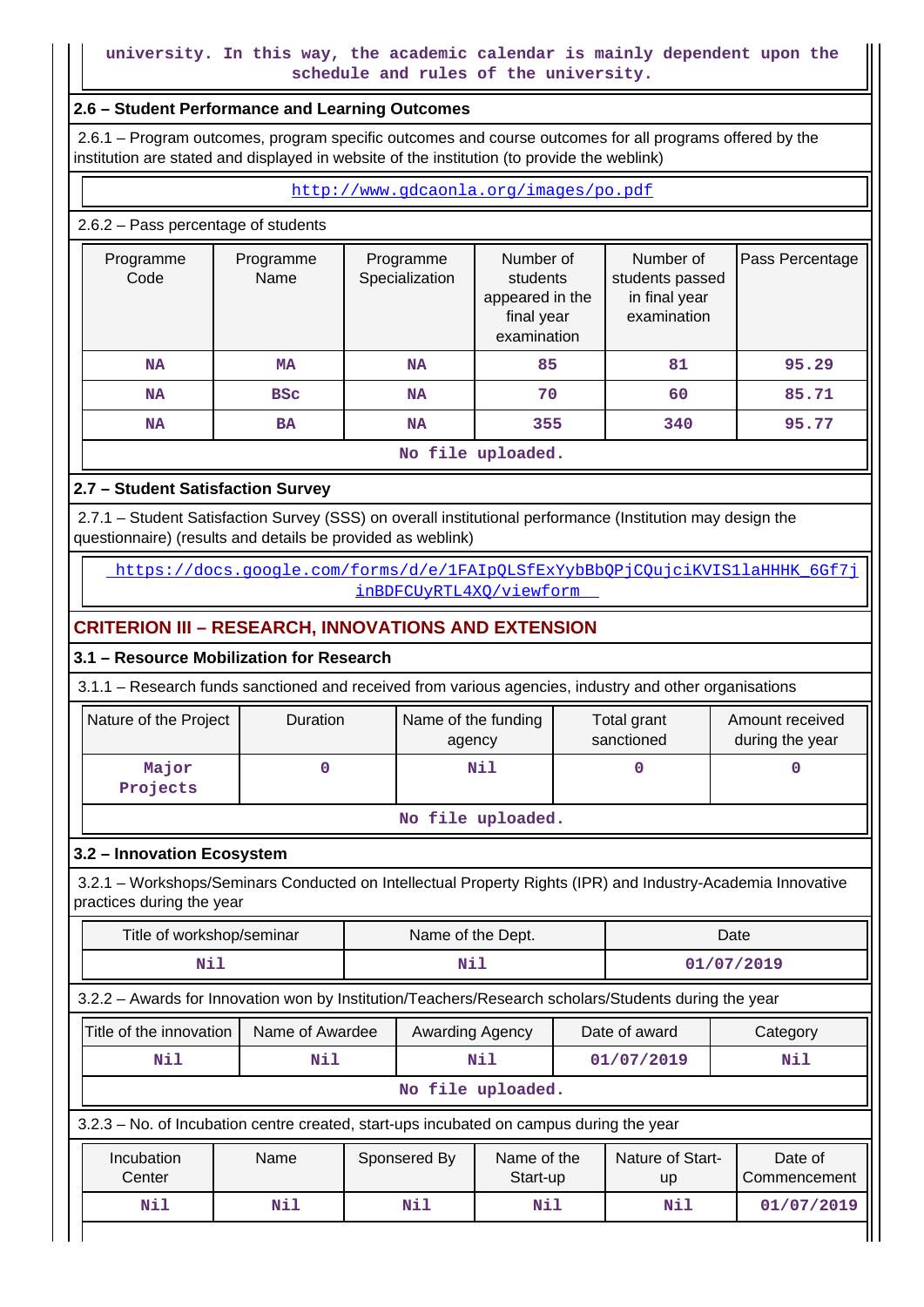university. In this way, the academic calendar is mainly dependent upon the schedule and rules of the university.

### 2.6 – Student Performance and Learning Outcomes

2.6.1 – Program outcomes, program specific outcomes and course outcomes for all programs offered by the institution are stated and displayed in website of the institution (to provide the weblink)

http://www.gdcaonla.org/images/po.pdf

2.6.2 – Pass percentage of students

| Programme Code | Programme Name | Programme Specialization | Number of students appeared in the final year examination | Number of students passed in final year examination | Pass Percentage |
|---|---|---|---|---|---|
| NA | MA | NA | 85 | 81 | 95.29 |
| NA | BSc | NA | 70 | 60 | 85.71 |
| NA | BA | NA | 355 | 340 | 95.77 |

No file uploaded.

### 2.7 – Student Satisfaction Survey

2.7.1 – Student Satisfaction Survey (SSS) on overall institutional performance (Institution may design the questionnaire) (results and details be provided as weblink)

https://docs.google.com/forms/d/e/1FAIpQLSfExYybBbQPjCQujciKVIS1laHHHK_6Gf7jinBDFCUyRTL4XQ/viewform

## CRITERION III – RESEARCH, INNOVATIONS AND EXTENSION

### 3.1 – Resource Mobilization for Research

3.1.1 – Research funds sanctioned and received from various agencies, industry and other organisations

| Nature of the Project | Duration | Name of the funding agency | Total grant sanctioned | Amount received during the year |
|---|---|---|---|---|
| Major Projects | 0 | Nil | 0 | 0 |

No file uploaded.

### 3.2 – Innovation Ecosystem

3.2.1 – Workshops/Seminars Conducted on Intellectual Property Rights (IPR) and Industry-Academia Innovative practices during the year

| Title of workshop/seminar | Name of the Dept. | Date |
|---|---|---|
| Nil | Nil | 01/07/2019 |

3.2.2 – Awards for Innovation won by Institution/Teachers/Research scholars/Students during the year

| Title of the innovation | Name of Awardee | Awarding Agency | Date of award | Category |
|---|---|---|---|---|
| Nil | Nil | Nil | 01/07/2019 | Nil |

No file uploaded.

3.2.3 – No. of Incubation centre created, start-ups incubated on campus during the year

| Incubation Center | Name | Sponsered By | Name of the Start-up | Nature of Start-up | Date of Commencement |
|---|---|---|---|---|---|
| Nil | Nil | Nil | Nil | Nil | 01/07/2019 |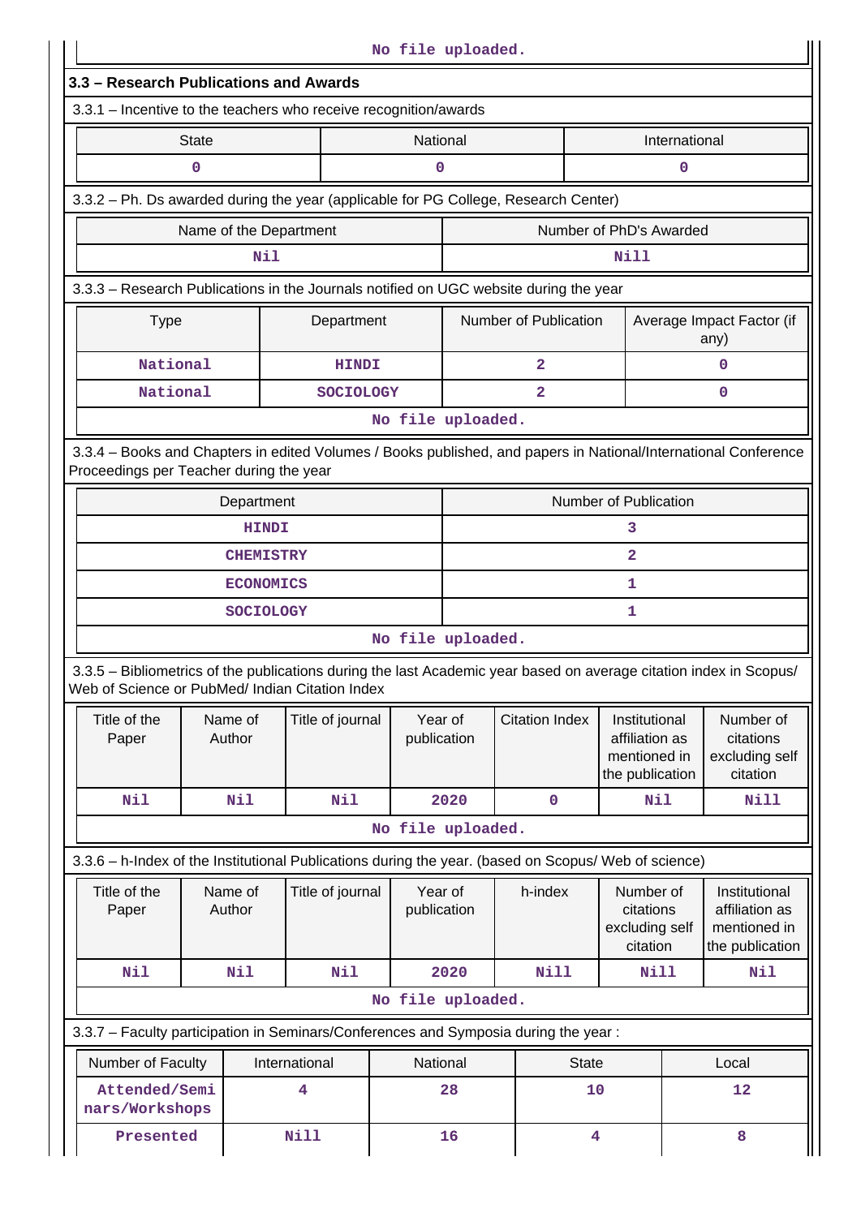No file uploaded.

## 3.3 – Research Publications and Awards

3.3.1 – Incentive to the teachers who receive recognition/awards

| State | National | International |
|---|---|---|
| 0 | 0 | 0 |

3.3.2 – Ph. Ds awarded during the year (applicable for PG College, Research Center)

| Name of the Department | Number of PhD's Awarded |
|---|---|
| Nil | Nill |

3.3.3 – Research Publications in the Journals notified on UGC website during the year

| Type | Department | Number of Publication | Average Impact Factor (if any) |
|---|---|---|---|
| National | HINDI | 2 | 0 |
| National | SOCIOLOGY | 2 | 0 |

No file uploaded.

3.3.4 – Books and Chapters in edited Volumes / Books published, and papers in National/International Conference Proceedings per Teacher during the year

| Department | Number of Publication |
|---|---|
| HINDI | 3 |
| CHEMISTRY | 2 |
| ECONOMICS | 1 |
| SOCIOLOGY | 1 |

No file uploaded.

3.3.5 – Bibliometrics of the publications during the last Academic year based on average citation index in Scopus/ Web of Science or PubMed/ Indian Citation Index

| Title of the Paper | Name of Author | Title of journal | Year of publication | Citation Index | Institutional affiliation as mentioned in the publication | Number of citations excluding self citation |
|---|---|---|---|---|---|---|
| Nil | Nil | Nil | 2020 | 0 | Nil | Nill |

No file uploaded.

3.3.6 – h-Index of the Institutional Publications during the year. (based on Scopus/ Web of science)

| Title of the Paper | Name of Author | Title of journal | Year of publication | h-index | Number of citations excluding self citation | Institutional affiliation as mentioned in the publication |
|---|---|---|---|---|---|---|
| Nil | Nil | Nil | 2020 | Nill | Nill | Nil |

No file uploaded.

3.3.7 – Faculty participation in Seminars/Conferences and Symposia during the year :

| Number of Faculty | International | National | State | Local |
|---|---|---|---|---|
| Attended/Seminars/Workshops | 4 | 28 | 10 | 12 |
| Presented | Nill | 16 | 4 | 8 |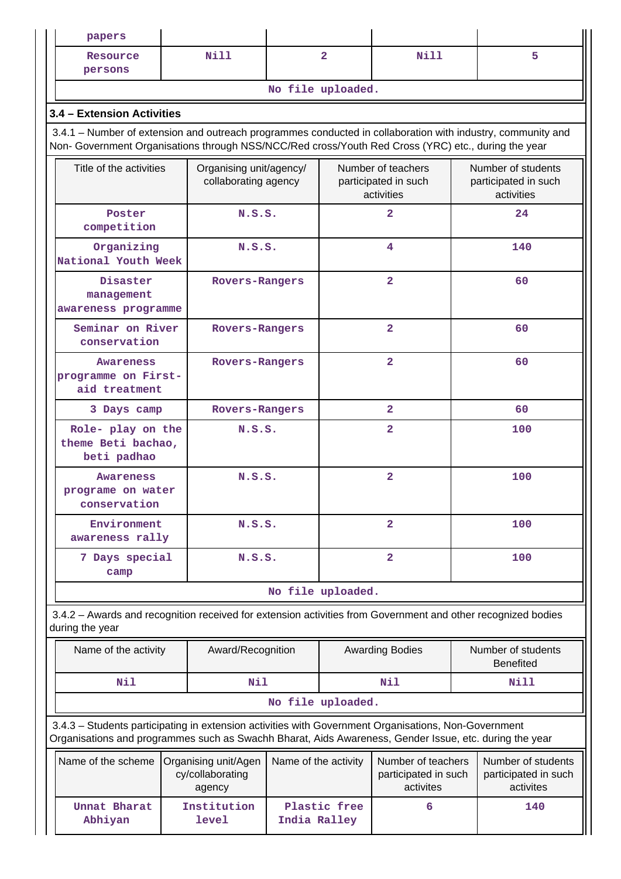| papers | | | | |
|---|---|---|---|---|
| Resource persons | Nill | 2 | Nill | 5 |

No file uploaded.

### 3.4 – Extension Activities

3.4.1 – Number of extension and outreach programmes conducted in collaboration with industry, community and Non- Government Organisations through NSS/NCC/Red cross/Youth Red Cross (YRC) etc., during the year

| Title of the activities | Organising unit/agency/ collaborating agency | Number of teachers participated in such activities | Number of students participated in such activities |
|---|---|---|---|
| Poster competition | N.S.S. | 2 | 24 |
| Organizing National Youth Week | N.S.S. | 4 | 140 |
| Disaster management awareness programme | Rovers-Rangers | 2 | 60 |
| Seminar on River conservation | Rovers-Rangers | 2 | 60 |
| Awareness programme on First-aid treatment | Rovers-Rangers | 2 | 60 |
| 3 Days camp | Rovers-Rangers | 2 | 60 |
| Role- play on the theme Beti bachao, beti padhao | N.S.S. | 2 | 100 |
| Awareness programe on water conservation | N.S.S. | 2 | 100 |
| Environment awareness rally | N.S.S. | 2 | 100 |
| 7 Days special camp | N.S.S. | 2 | 100 |

No file uploaded.

3.4.2 – Awards and recognition received for extension activities from Government and other recognized bodies during the year

| Name of the activity | Award/Recognition | Awarding Bodies | Number of students Benefited |
|---|---|---|---|
| Nil | Nil | Nil | Nill |

No file uploaded.

3.4.3 – Students participating in extension activities with Government Organisations, Non-Government Organisations and programmes such as Swachh Bharat, Aids Awareness, Gender Issue, etc. during the year

| Name of the scheme | Organising unit/Agency/collaborating agency | Name of the activity | Number of teachers participated in such activites | Number of students participated in such activites |
|---|---|---|---|---|
| Unnat Bharat Abhiyan | Institution level | Plastic free India Ralley | 6 | 140 |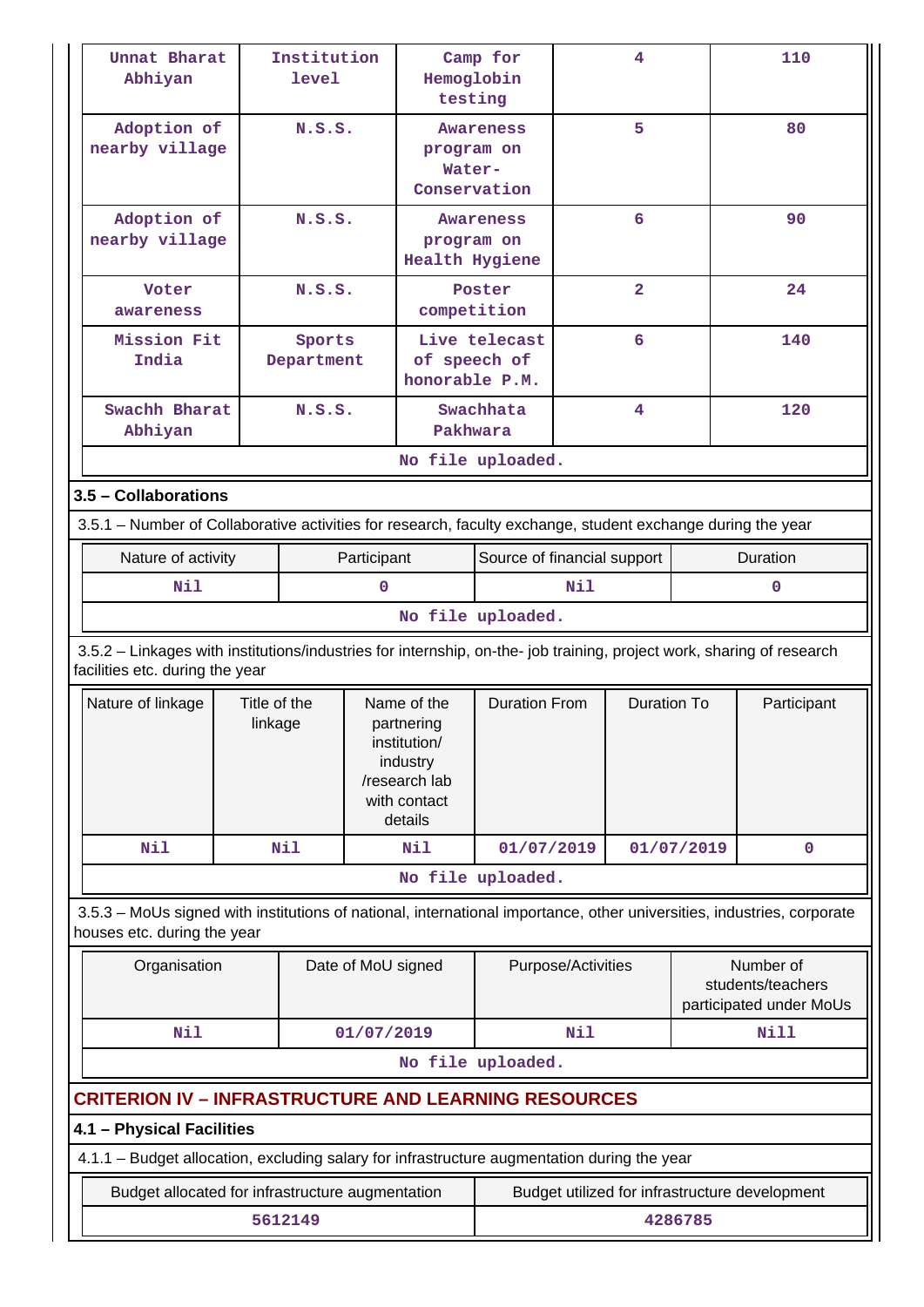| Unnat Bharat Abhiyan | Institution level | Camp for Hemoglobin testing | 4 | 110 |
|---|---|---|---|---|
| Adoption of nearby village | N.S.S. | Awareness program on Water-Conservation | 5 | 80 |
| Adoption of nearby village | N.S.S. | Awareness program on Health Hygiene | 6 | 90 |
| Voter awareness | N.S.S. | Poster competition | 2 | 24 |
| Mission Fit India | Sports Department | Live telecast of speech of honorable P.M. | 6 | 140 |
| Swachh Bharat Abhiyan | N.S.S. | Swachhata Pakhwara | 4 | 120 |
| No file uploaded. | | | | |

### 3.5 – Collaborations

3.5.1 – Number of Collaborative activities for research, faculty exchange, student exchange during the year

| Nature of activity | Participant | Source of financial support | Duration |
|---|---|---|---|
| Nil | 0 | Nil | 0 |
| No file uploaded. | | | |

3.5.2 – Linkages with institutions/industries for internship, on-the- job training, project work, sharing of research facilities etc. during the year

| Nature of linkage | Title of the linkage | Name of the partnering institution/ industry /research lab with contact details | Duration From | Duration To | Participant |
|---|---|---|---|---|---|
| Nil | Nil | Nil | 01/07/2019 | 01/07/2019 | 0 |
| No file uploaded. | | | | | |

3.5.3 – MoUs signed with institutions of national, international importance, other universities, industries, corporate houses etc. during the year

| Organisation | Date of MoU signed | Purpose/Activities | Number of students/teachers participated under MoUs |
|---|---|---|---|
| Nil | 01/07/2019 | Nil | Nill |
| No file uploaded. | | | |

## CRITERION IV – INFRASTRUCTURE AND LEARNING RESOURCES

### 4.1 – Physical Facilities

4.1.1 – Budget allocation, excluding salary for infrastructure augmentation during the year

| Budget allocated for infrastructure augmentation | Budget utilized for infrastructure development |
|---|---|
| 5612149 | 4286785 |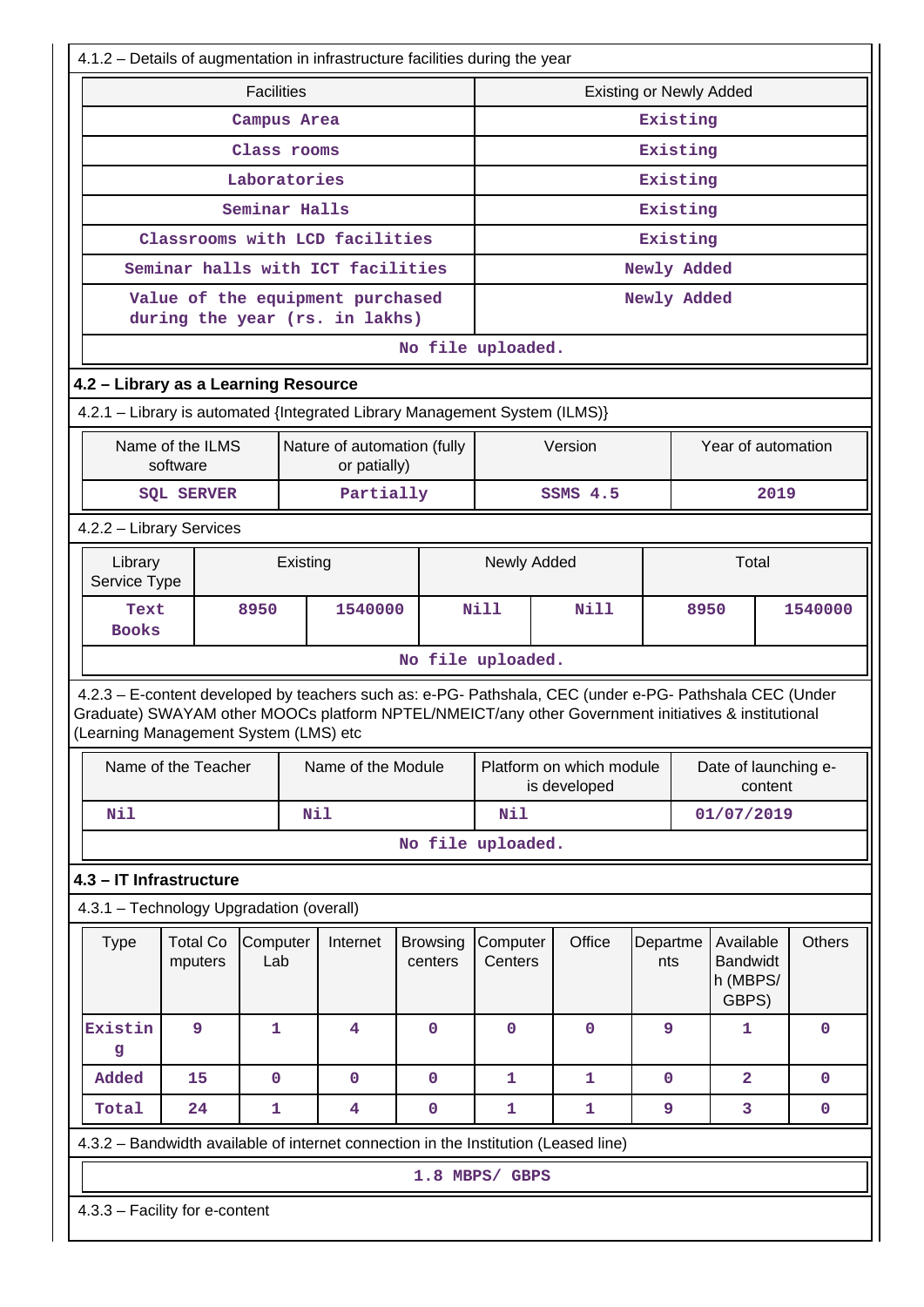4.1.2 – Details of augmentation in infrastructure facilities during the year

| Facilities | Existing or Newly Added |
|---|---|
| Campus Area | Existing |
| Class rooms | Existing |
| Laboratories | Existing |
| Seminar Halls | Existing |
| Classrooms with LCD facilities | Existing |
| Seminar halls with ICT facilities | Newly Added |
| Value of the equipment purchased during the year (rs. in lakhs) | Newly Added |
| No file uploaded. | |

## 4.2 – Library as a Learning Resource

4.2.1 – Library is automated {Integrated Library Management System (ILMS)}

| Name of the ILMS software | Nature of automation (fully or patially) | Version | Year of automation |
|---|---|---|---|
| SQL SERVER | Partially | SSMS 4.5 | 2019 |

4.2.2 – Library Services

| Library Service Type | Existing | | Newly Added | | Total | |
|---|---|---|---|---|---|---|
| Text Books | 8950 | 1540000 | Nill | Nill | 8950 | 1540000 |
| No file uploaded. | | | | | | |

4.2.3 – E-content developed by teachers such as: e-PG- Pathshala, CEC (under e-PG- Pathshala CEC (Under Graduate) SWAYAM other MOOCs platform NPTEL/NMEICT/any other Government initiatives & institutional (Learning Management System (LMS) etc

| Name of the Teacher | Name of the Module | Platform on which module is developed | Date of launching e-content |
|---|---|---|---|
| Nil | Nil | Nil | 01/07/2019 |
| No file uploaded. | | | |

## 4.3 – IT Infrastructure

4.3.1 – Technology Upgradation (overall)

| Type | Total Computers | Computer Lab | Internet | Browsing centers | Computer Centers | Office | Departments | Available Bandwidth (MBPS/ GBPS) | Others |
|---|---|---|---|---|---|---|---|---|---|
| Existing | 9 | 1 | 4 | 0 | 0 | 0 | 9 | 1 | 0 |
| Added | 15 | 0 | 0 | 0 | 1 | 1 | 0 | 2 | 0 |
| Total | 24 | 1 | 4 | 0 | 1 | 1 | 9 | 3 | 0 |

4.3.2 – Bandwidth available of internet connection in the Institution (Leased line)

1.8 MBPS/ GBPS

4.3.3 – Facility for e-content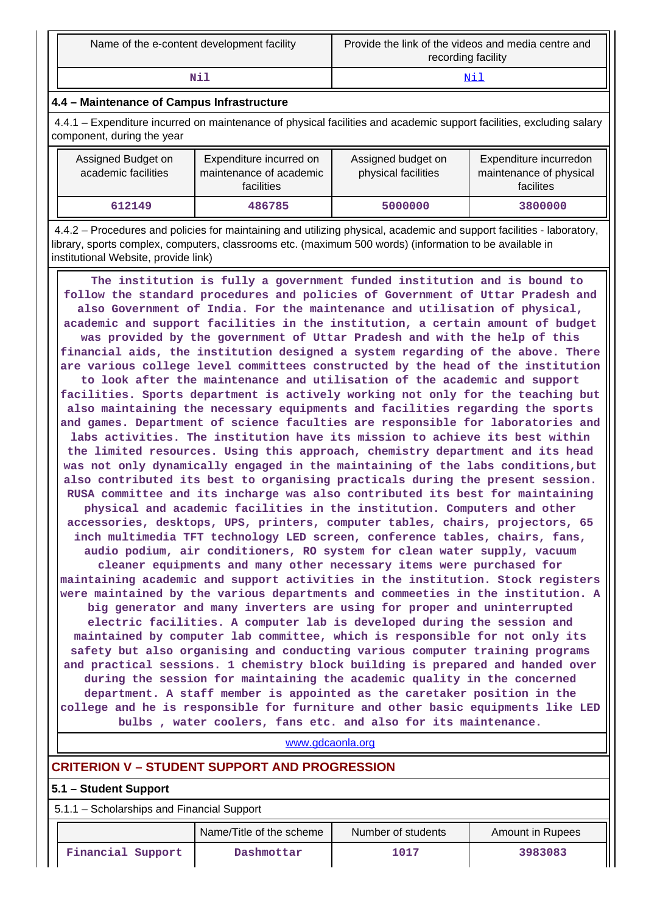| Name of the e-content development facility | Provide the link of the videos and media centre and recording facility |
|---|---|
| Nil | Nil |

**4.4 – Maintenance of Campus Infrastructure**

4.4.1 – Expenditure incurred on maintenance of physical facilities and academic support facilities, excluding salary component, during the year

| Assigned Budget on academic facilities | Expenditure incurred on maintenance of academic facilities | Assigned budget on physical facilities | Expenditure incurredon maintenance of physical facilites |
|---|---|---|---|
| 612149 | 486785 | 5000000 | 3800000 |

4.4.2 – Procedures and policies for maintaining and utilizing physical, academic and support facilities - laboratory, library, sports complex, computers, classrooms etc. (maximum 500 words) (information to be available in institutional Website, provide link)

The institution is fully a government funded institution and is bound to follow the standard procedures and policies of Government of Uttar Pradesh and also Government of India. For the maintenance and utilisation of physical, academic and support facilities in the institution, a certain amount of budget was provided by the government of Uttar Pradesh and with the help of this financial aids, the institution designed a system regarding of the above. There are various college level committees constructed by the head of the institution to look after the maintenance and utilisation of the academic and support facilities. Sports department is actively working not only for the teaching but also maintaining the necessary equipments and facilities regarding the sports and games. Department of science faculties are responsible for laboratories and labs activities. The institution have its mission to achieve its best within the limited resources. Using this approach, chemistry department and its head was not only dynamically engaged in the maintaining of the labs conditions,but also contributed its best to organising practicals during the present session. RUSA committee and its incharge was also contributed its best for maintaining physical and academic facilities in the institution. Computers and other accessories, desktops, UPS, printers, computer tables, chairs, projectors, 65 inch multimedia TFT technology LED screen, conference tables, chairs, fans, audio podium, air conditioners, RO system for clean water supply, vacuum cleaner equipments and many other necessary items were purchased for maintaining academic and support activities in the institution. Stock registers were maintained by the various departments and commeeties in the institution. A big generator and many inverters are using for proper and uninterrupted electric facilities. A computer lab is developed during the session and maintained by computer lab committee, which is responsible for not only its safety but also organising and conducting various computer training programs and practical sessions. 1 chemistry block building is prepared and handed over during the session for maintaining the academic quality in the concerned department. A staff member is appointed as the caretaker position in the college and he is responsible for furniture and other basic equipments like LED bulbs , water coolers, fans etc. and also for its maintenance.

www.gdcaonla.org

## CRITERION V – STUDENT SUPPORT AND PROGRESSION

**5.1 – Student Support**

5.1.1 – Scholarships and Financial Support

| | Name/Title of the scheme | Number of students | Amount in Rupees |
|---|---|---|---|
| Financial Support | Dashmottar | 1017 | 3983083 |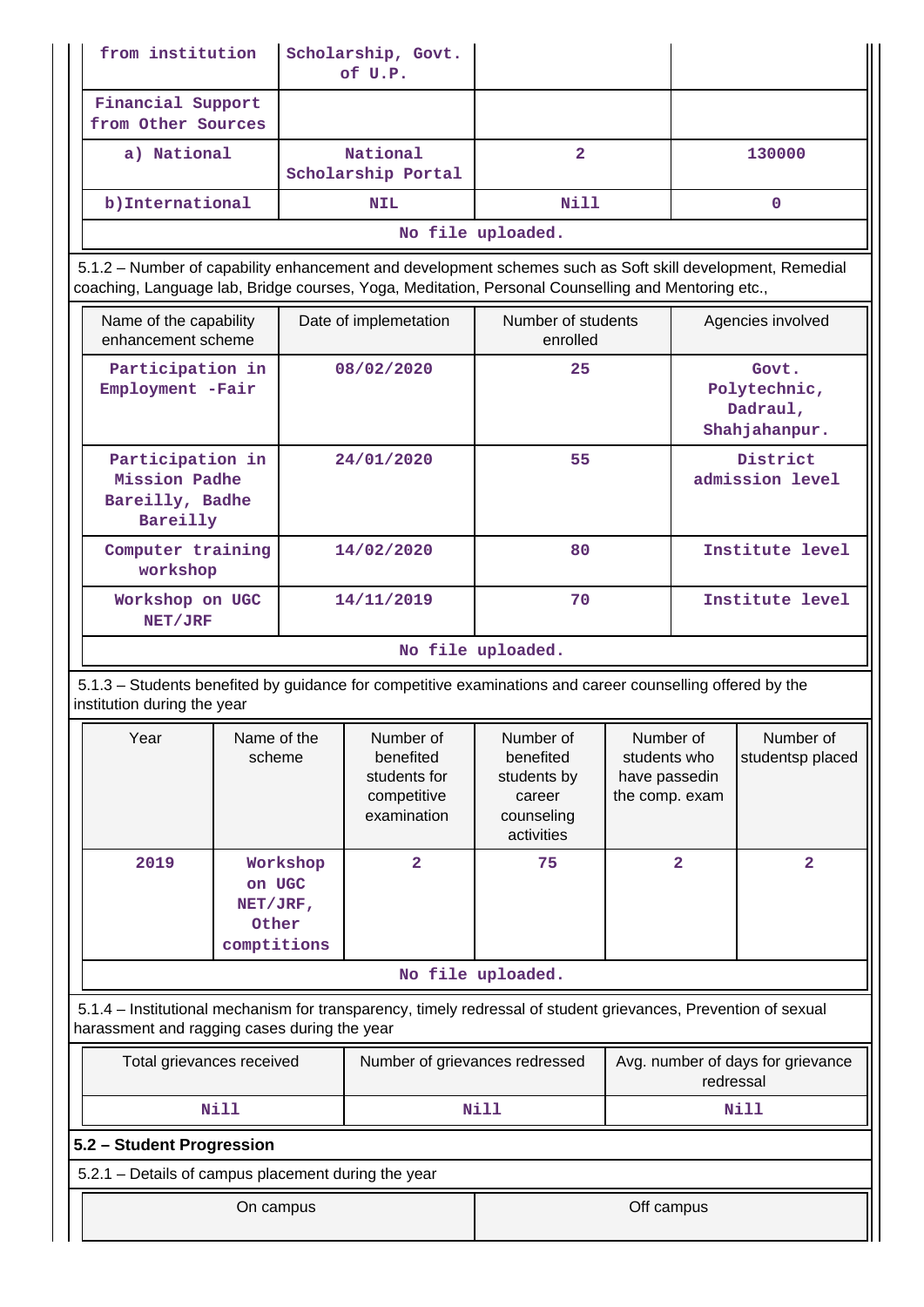| from institution | Scholarship, Govt. of U.P. | | |
|---|---|---|---|
| Financial Support from Other Sources | | | |
| a) National | National Scholarship Portal | 2 | 130000 |
| b)International | NIL | Nill | 0 |
| No file uploaded. | | | |

5.1.2 – Number of capability enhancement and development schemes such as Soft skill development, Remedial coaching, Language lab, Bridge courses, Yoga, Meditation, Personal Counselling and Mentoring etc.,

| Name of the capability enhancement scheme | Date of implemetation | Number of students enrolled | Agencies involved |
|---|---|---|---|
| Participation in Employment -Fair | 08/02/2020 | 25 | Govt. Polytechnic, Dadraul, Shahjahanpur. |
| Participation in Mission Padhe Bareilly, Badhe Bareilly | 24/01/2020 | 55 | District admission level |
| Computer training workshop | 14/02/2020 | 80 | Institute level |
| Workshop on UGC NET/JRF | 14/11/2019 | 70 | Institute level |
| No file uploaded. | | | |

5.1.3 – Students benefited by guidance for competitive examinations and career counselling offered by the institution during the year

| Year | Name of the scheme | Number of benefited students for competitive examination | Number of benefited students by career counseling activities | Number of students who have passedin the comp. exam | Number of studentsp placed |
|---|---|---|---|---|---|
| 2019 | Workshop on UGC NET/JRF, Other comptitions | 2 | 75 | 2 | 2 |
| No file uploaded. | | | | | |

5.1.4 – Institutional mechanism for transparency, timely redressal of student grievances, Prevention of sexual harassment and ragging cases during the year

| Total grievances received | Number of grievances redressed | Avg. number of days for grievance redressal |
|---|---|---|
| Nill | Nill | Nill |

**5.2 – Student Progression**

5.2.1 – Details of campus placement during the year

| On campus | Off campus |
|---|---|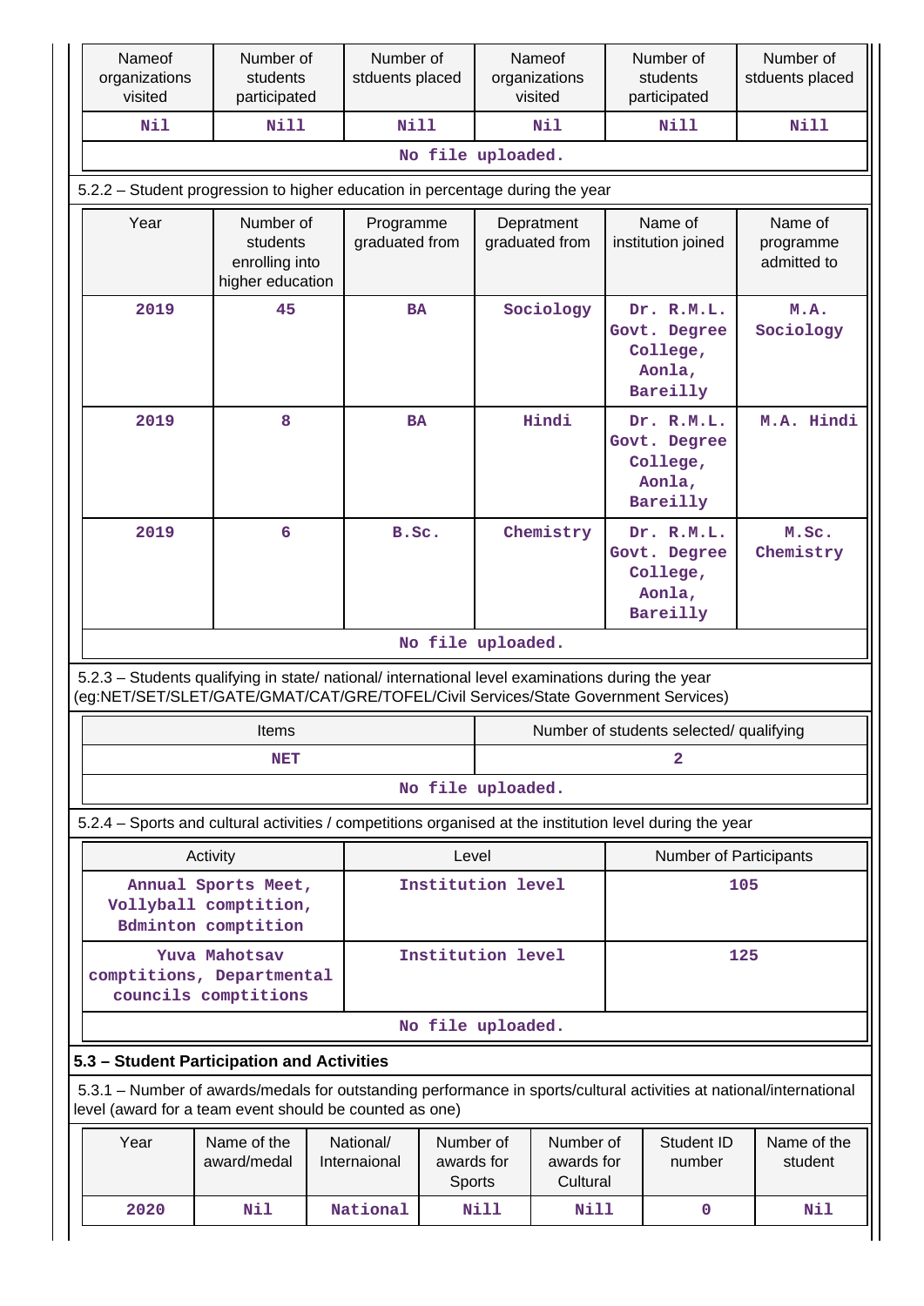| Nameof organizations visited | Number of students participated | Number of stduents placed | Nameof organizations visited | Number of students participated | Number of stduents placed |
|---|---|---|---|---|---|
| Nil | Nill | Nill | Nil | Nill | Nill |

No file uploaded.

5.2.2 – Student progression to higher education in percentage during the year

| Year | Number of students enrolling into higher education | Programme graduated from | Depratment graduated from | Name of institution joined | Name of programme admitted to |
|---|---|---|---|---|---|
| 2019 | 45 | BA | Sociology | Dr. R.M.L. Govt. Degree College, Aonla, Bareilly | M.A. Sociology |
| 2019 | 8 | BA | Hindi | Dr. R.M.L. Govt. Degree College, Aonla, Bareilly | M.A. Hindi |
| 2019 | 6 | B.Sc. | Chemistry | Dr. R.M.L. Govt. Degree College, Aonla, Bareilly | M.Sc. Chemistry |

No file uploaded.

5.2.3 – Students qualifying in state/ national/ international level examinations during the year (eg:NET/SET/SLET/GATE/GMAT/CAT/GRE/TOFEL/Civil Services/State Government Services)

| Items | Number of students selected/ qualifying |
|---|---|
| NET | 2 |

No file uploaded.

5.2.4 – Sports and cultural activities / competitions organised at the institution level during the year

| Activity | Level | Number of Participants |
|---|---|---|
| Annual Sports Meet, Vollyball comptition, Bdminton comptition | Institution level | 105 |
| Yuva Mahotsav comptitions, Departmental councils comptitions | Institution level | 125 |

No file uploaded.

### 5.3 – Student Participation and Activities

5.3.1 – Number of awards/medals for outstanding performance in sports/cultural activities at national/international level (award for a team event should be counted as one)

| Year | Name of the award/medal | National/ Internaional | Number of awards for Sports | Number of awards for Cultural | Student ID number | Name of the student |
|---|---|---|---|---|---|---|
| 2020 | Nil | National | Nill | Nill | 0 | Nil |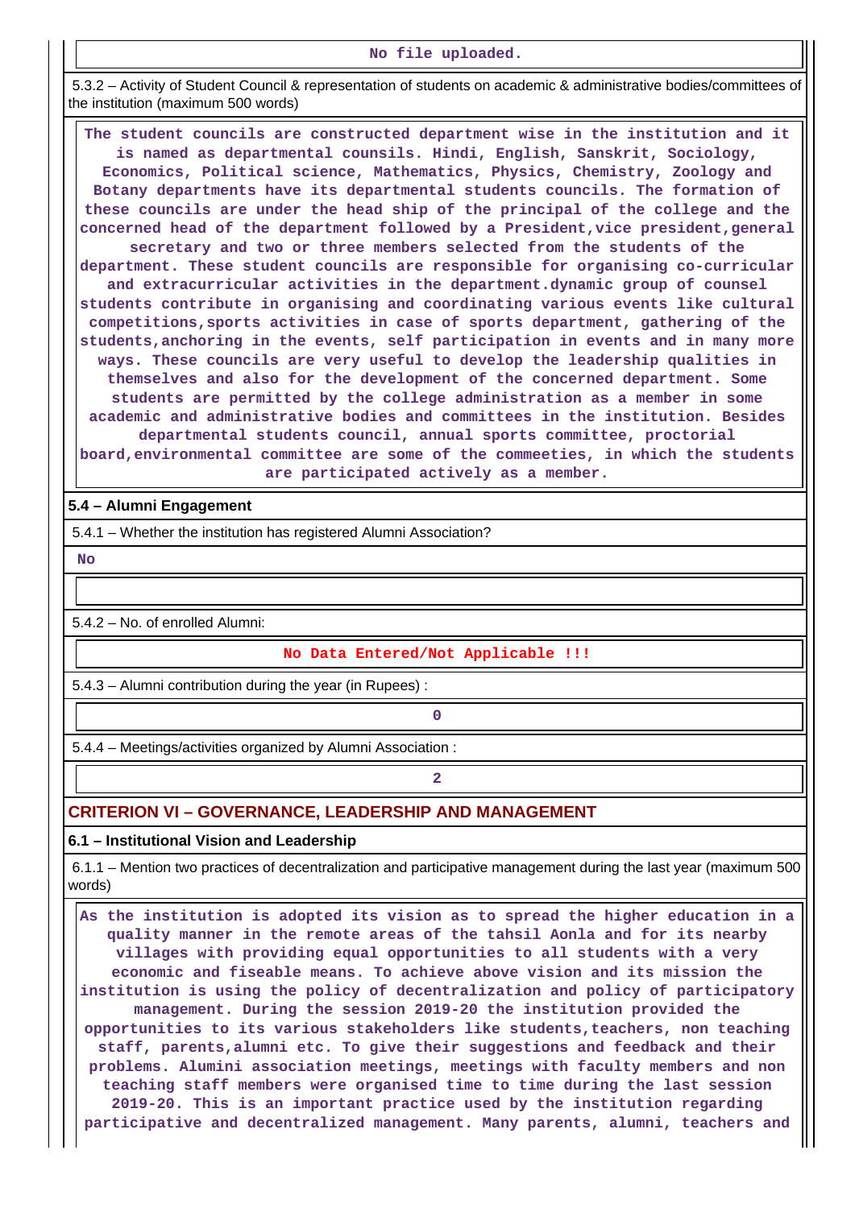No file uploaded.

5.3.2 – Activity of Student Council & representation of students on academic & administrative bodies/committees of the institution (maximum 500 words)

**The student councils are constructed department wise in the institution and it is named as departmental counsils. Hindi, English, Sanskrit, Sociology, Economics, Political science, Mathematics, Physics, Chemistry, Zoology and Botany departments have its departmental students councils. The formation of these councils are under the head ship of the principal of the college and the concerned head of the department followed by a President,vice president,general secretary and two or three members selected from the students of the department. These student councils are responsible for organising co-curricular and extracurricular activities in the department.dynamic group of counsel students contribute in organising and coordinating various events like cultural competitions,sports activities in case of sports department, gathering of the students,anchoring in the events, self participation in events and in many more ways. These councils are very useful to develop the leadership qualities in themselves and also for the development of the concerned department. Some students are permitted by the college administration as a member in some academic and administrative bodies and committees in the institution. Besides departmental students council, annual sports committee, proctorial board,environmental committee are some of the commeeties, in which the students are participated actively as a member.**

### 5.4 – Alumni Engagement

5.4.1 – Whether the institution has registered Alumni Association?

**No**

5.4.2 – No. of enrolled Alumni:

**No Data Entered/Not Applicable !!!**

5.4.3 – Alumni contribution during the year (in Rupees) :

**0**

5.4.4 – Meetings/activities organized by Alumni Association :

**2**

## CRITERION VI – GOVERNANCE, LEADERSHIP AND MANAGEMENT

### 6.1 – Institutional Vision and Leadership

6.1.1 – Mention two practices of decentralization and participative management during the last year (maximum 500 words)

**As the institution is adopted its vision as to spread the higher education in a quality manner in the remote areas of the tahsil Aonla and for its nearby villages with providing equal opportunities to all students with a very economic and fiseable means. To achieve above vision and its mission the institution is using the policy of decentralization and policy of participatory management. During the session 2019-20 the institution provided the opportunities to its various stakeholders like students,teachers, non teaching staff, parents,alumni etc. To give their suggestions and feedback and their problems. Alumini association meetings, meetings with faculty members and non teaching staff members were organised time to time during the last session 2019-20. This is an important practice used by the institution regarding participative and decentralized management. Many parents, alumni, teachers and**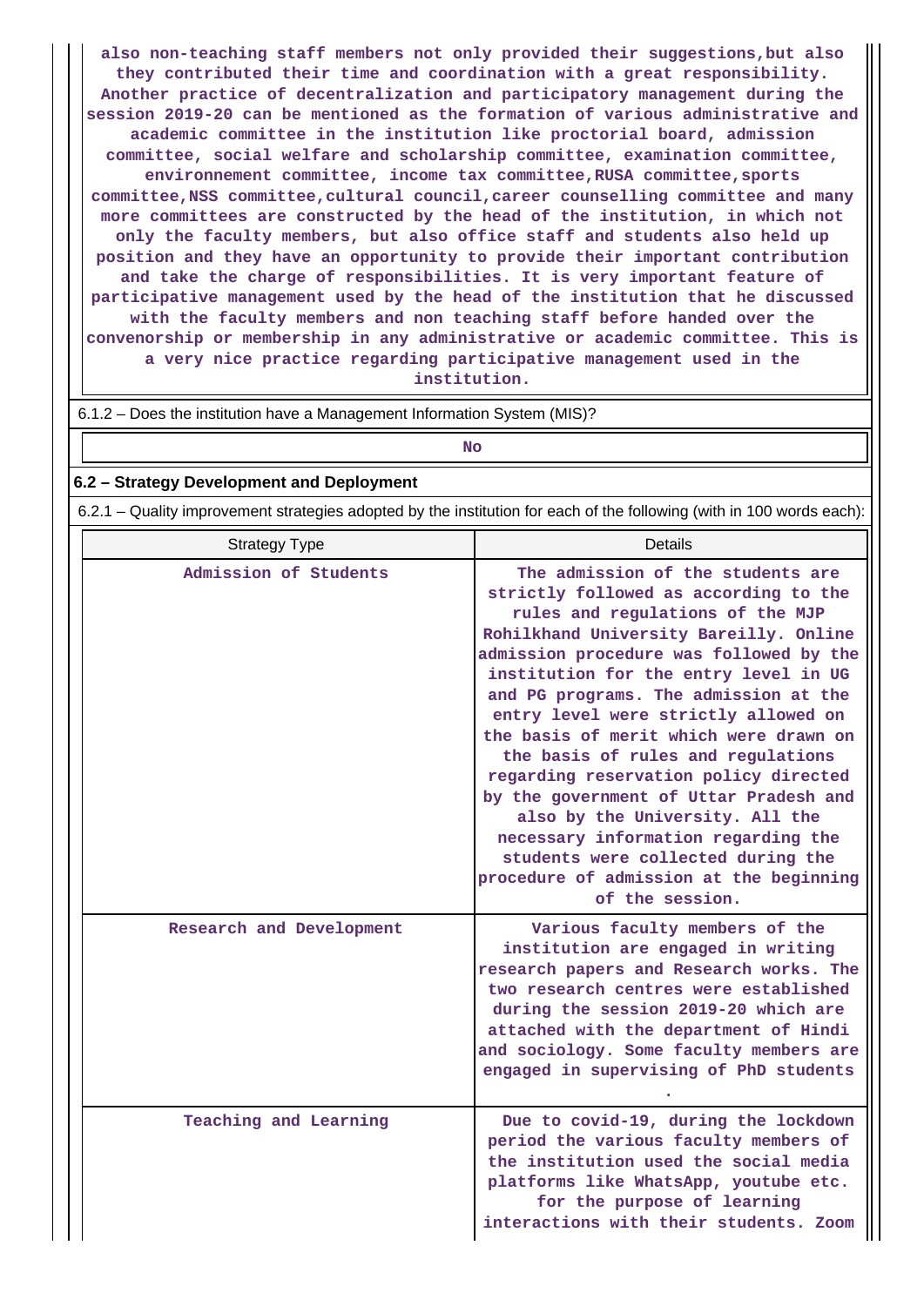also non-teaching staff members not only provided their suggestions,but also they contributed their time and coordination with a great responsibility. Another practice of decentralization and participatory management during the session 2019-20 can be mentioned as the formation of various administrative and academic committee in the institution like proctorial board, admission committee, social welfare and scholarship committee, examination committee, environnement committee, income tax committee,RUSA committee,sports committee,NSS committee,cultural council,career counselling committee and many more committees are constructed by the head of the institution, in which not only the faculty members, but also office staff and students also held up position and they have an opportunity to provide their important contribution and take the charge of responsibilities. It is very important feature of participative management used by the head of the institution that he discussed with the faculty members and non teaching staff before handed over the convenorship or membership in any administrative or academic committee. This is a very nice practice regarding participative management used in the institution.

6.1.2 – Does the institution have a Management Information System (MIS)?

No

## 6.2 – Strategy Development and Deployment

6.2.1 – Quality improvement strategies adopted by the institution for each of the following (with in 100 words each):

| Strategy Type | Details |
|---|---|
| Admission of Students | The admission of the students are strictly followed as according to the rules and regulations of the MJP Rohilkhand University Bareilly. Online admission procedure was followed by the institution for the entry level in UG and PG programs. The admission at the entry level were strictly allowed on the basis of merit which were drawn on the basis of rules and regulations regarding reservation policy directed by the government of Uttar Pradesh and also by the University. All the necessary information regarding the students were collected during the procedure of admission at the beginning of the session. |
| Research and Development | Various faculty members of the institution are engaged in writing research papers and Research works. The two research centres were established during the session 2019-20 which are attached with the department of Hindi and sociology. Some faculty members are engaged in supervising of PhD students . |
| Teaching and Learning | Due to covid-19, during the lockdown period the various faculty members of the institution used the social media platforms like WhatsApp, youtube etc. for the purpose of learning interactions with their students. Zoom |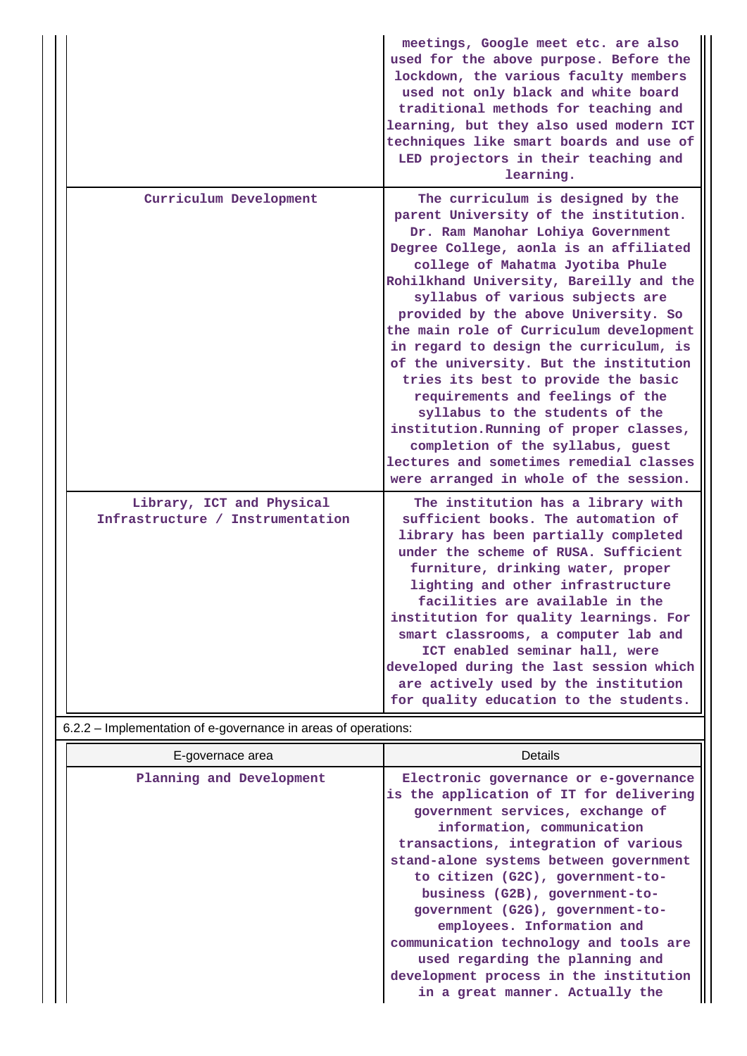| | |
|---|---|
| | meetings, Google meet etc. are also used for the above purpose. Before the lockdown, the various faculty members used not only black and white board traditional methods for teaching and learning, but they also used modern ICT techniques like smart boards and use of LED projectors in their teaching and learning. |
| Curriculum Development | The curriculum is designed by the parent University of the institution. Dr. Ram Manohar Lohiya Government Degree College, aonla is an affiliated college of Mahatma Jyotiba Phule Rohilkhand University, Bareilly and the syllabus of various subjects are provided by the above University. So the main role of Curriculum development in regard to design the curriculum, is of the university. But the institution tries its best to provide the basic requirements and feelings of the syllabus to the students of the institution.Running of proper classes, completion of the syllabus, guest lectures and sometimes remedial classes were arranged in whole of the session. |
| Library, ICT and Physical Infrastructure / Instrumentation | The institution has a library with sufficient books. The automation of library has been partially completed under the scheme of RUSA. Sufficient furniture, drinking water, proper lighting and other infrastructure facilities are available in the institution for quality learnings. For smart classrooms, a computer lab and ICT enabled seminar hall, were developed during the last session which are actively used by the institution for quality education to the students. |

6.2.2 – Implementation of e-governance in areas of operations:

| E-governace area | Details |
|---|---|
| Planning and Development | Electronic governance or e-governance is the application of IT for delivering government services, exchange of information, communication transactions, integration of various stand-alone systems between government to citizen (G2C), government-to-business (G2B), government-to-government (G2G), government-to-employees. Information and communication technology and tools are used regarding the planning and development process in the institution in a great manner. Actually the |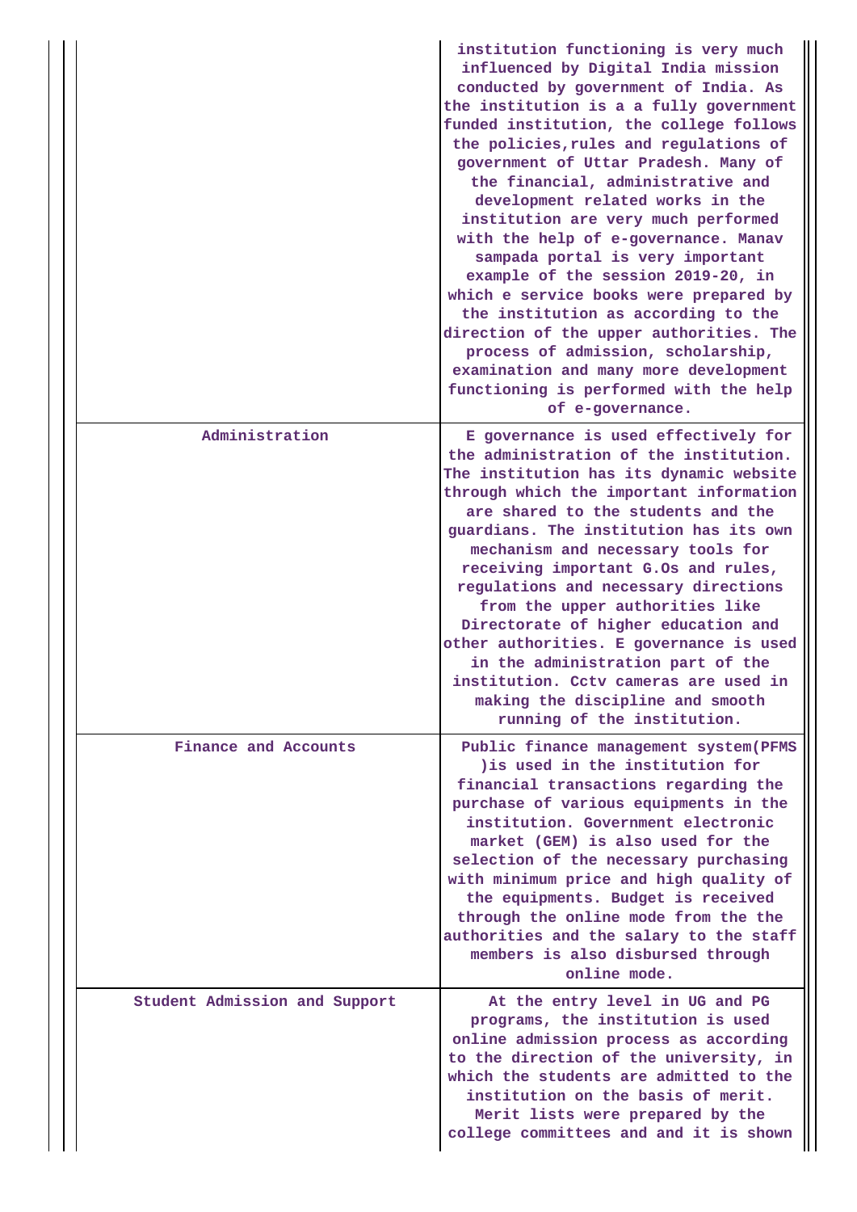| | |
|---|---|
| | institution functioning is very much influenced by Digital India mission conducted by government of India. As the institution is a a fully government funded institution, the college follows the policies,rules and regulations of government of Uttar Pradesh. Many of the financial, administrative and development related works in the institution are very much performed with the help of e-governance. Manav sampada portal is very important example of the session 2019-20, in which e service books were prepared by the institution as according to the direction of the upper authorities. The process of admission, scholarship, examination and many more development functioning is performed with the help of e-governance. |
| Administration | E governance is used effectively for the administration of the institution. The institution has its dynamic website through which the important information are shared to the students and the guardians. The institution has its own mechanism and necessary tools for receiving important G.Os and rules, regulations and necessary directions from the upper authorities like Directorate of higher education and other authorities. E governance is used in the administration part of the institution. Cctv cameras are used in making the discipline and smooth running of the institution. |
| Finance and Accounts | Public finance management system(PFMS )is used in the institution for financial transactions regarding the purchase of various equipments in the institution. Government electronic market (GEM) is also used for the selection of the necessary purchasing with minimum price and high quality of the equipments. Budget is received through the online mode from the the authorities and the salary to the staff members is also disbursed through online mode. |
| Student Admission and Support | At the entry level in UG and PG programs, the institution is used online admission process as according to the direction of the university, in which the students are admitted to the institution on the basis of merit. Merit lists were prepared by the college committees and and it is shown |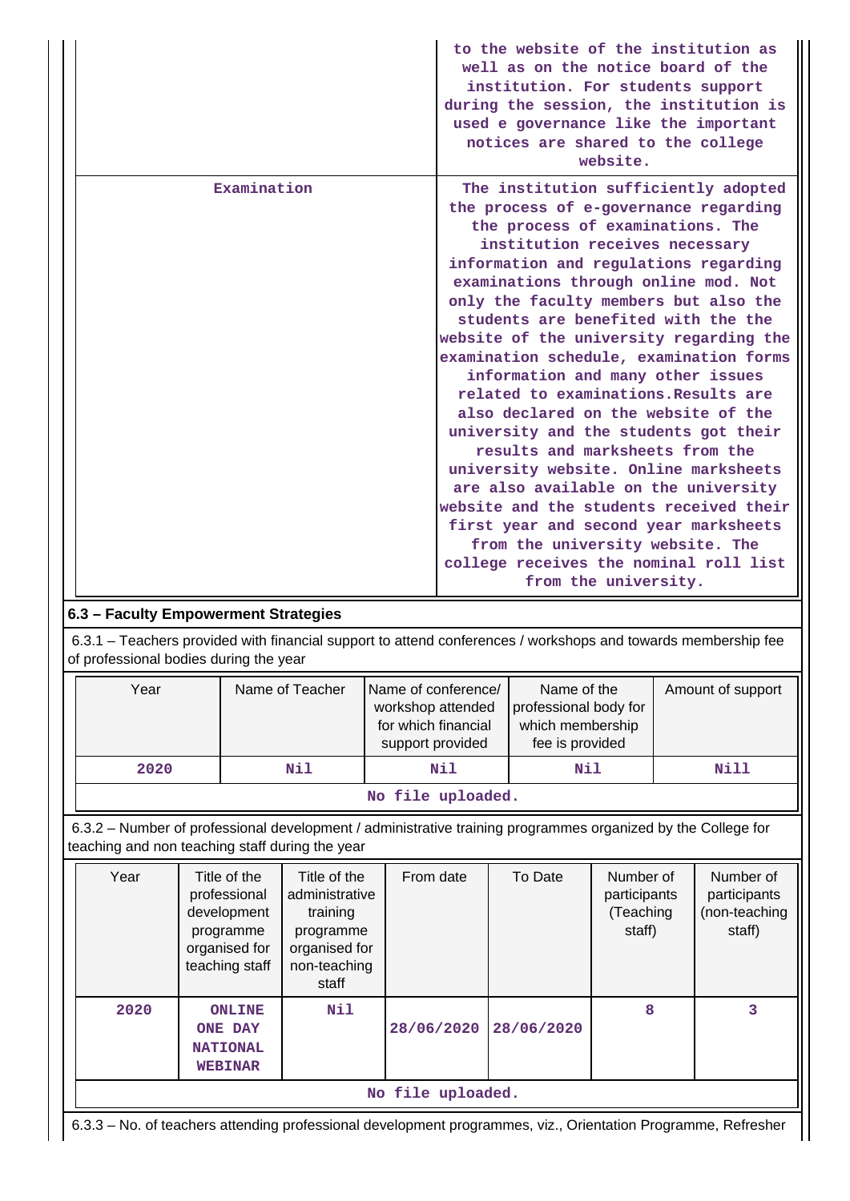| | |
|---|---|
| | to the website of the institution as well as on the notice board of the institution. For students support during the session, the institution is used e governance like the important notices are shared to the college website. |
| Examination | The institution sufficiently adopted the process of e-governance regarding the process of examinations. The institution receives necessary information and regulations regarding examinations through online mod. Not only the faculty members but also the students are benefited with the the website of the university regarding the examination schedule, examination forms information and many other issues related to examinations.Results are also declared on the website of the university and the students got their results and marksheets from the university website. Online marksheets are also available on the university website and the students received their first year and second year marksheets from the university website. The college receives the nominal roll list from the university. |

### 6.3 – Faculty Empowerment Strategies

6.3.1 – Teachers provided with financial support to attend conferences / workshops and towards membership fee of professional bodies during the year

| Year | Name of Teacher | Name of conference/ workshop attended for which financial support provided | Name of the professional body for which membership fee is provided | Amount of support |
|---|---|---|---|---|
| 2020 | Nil | Nil | Nil | Nill |
| No file uploaded. | | | | |

6.3.2 – Number of professional development / administrative training programmes organized by the College for teaching and non teaching staff during the year

| Year | Title of the professional development programme organised for teaching staff | Title of the administrative training programme organised for non-teaching staff | From date | To Date | Number of participants (Teaching staff) | Number of participants (non-teaching staff) |
|---|---|---|---|---|---|---|
| 2020 | ONLINE ONE DAY NATIONAL WEBINAR | Nil | 28/06/2020 | 28/06/2020 | 8 | 3 |
| No file uploaded. | | | | | | |

6.3.3 – No. of teachers attending professional development programmes, viz., Orientation Programme, Refresher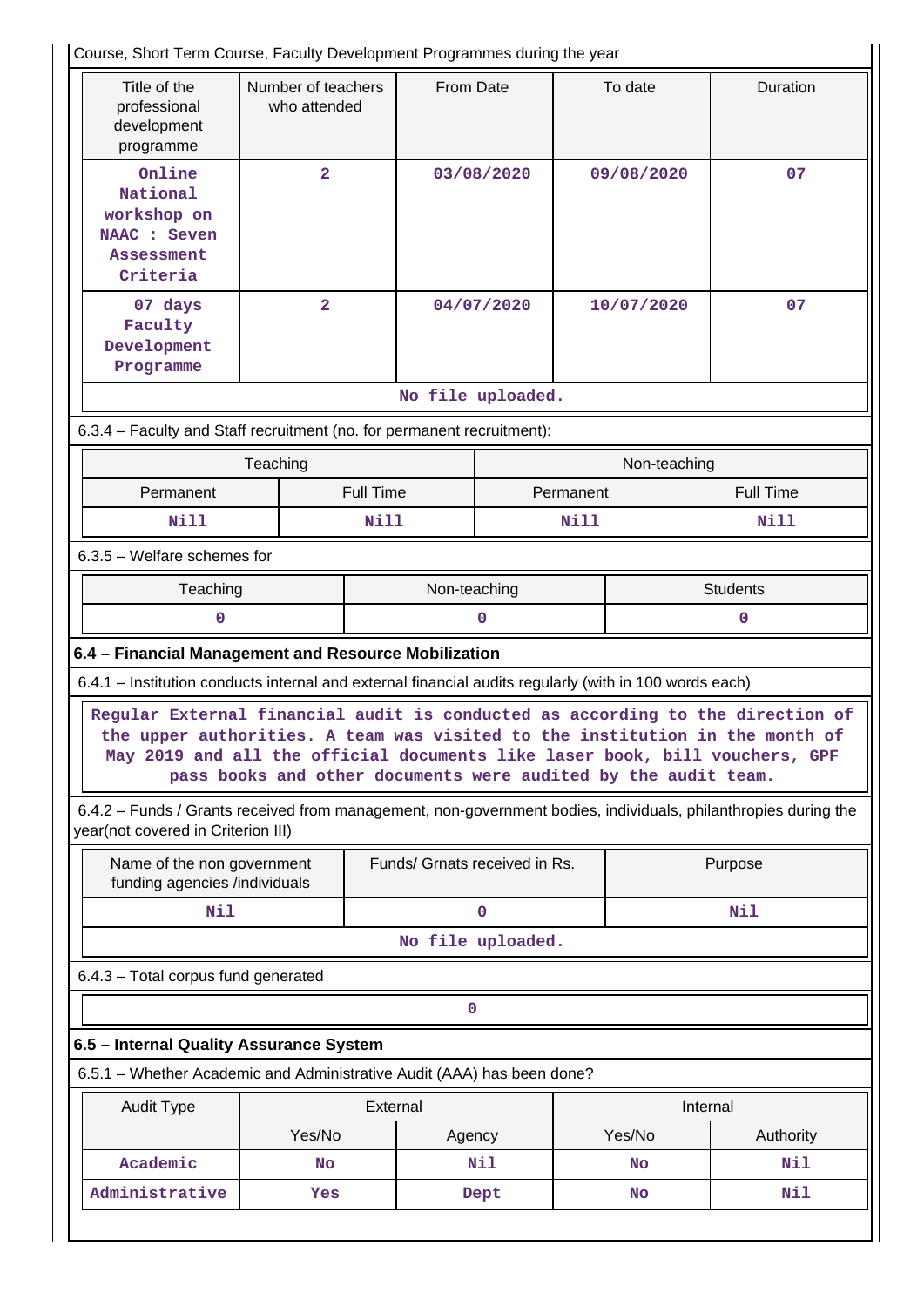Course, Short Term Course, Faculty Development Programmes during the year

| Title of the professional development programme | Number of teachers who attended | From Date | To date | Duration |
|---|---|---|---|---|
| Online National workshop on NAAC : Seven Assessment Criteria | 2 | 03/08/2020 | 09/08/2020 | 07 |
| 07 days Faculty Development Programme | 2 | 04/07/2020 | 10/07/2020 | 07 |

No file uploaded.

6.3.4 – Faculty and Staff recruitment (no. for permanent recruitment):

| Teaching | | Non-teaching | |
|---|---|---|---|
| Permanent | Full Time | Permanent | Full Time |
| Nill | Nill | Nill | Nill |

6.3.5 – Welfare schemes for

| Teaching | Non-teaching | Students |
|---|---|---|
| 0 | 0 | 0 |

**6.4 – Financial Management and Resource Mobilization**

6.4.1 – Institution conducts internal and external financial audits regularly (with in 100 words each)

Regular External financial audit is conducted as according to the direction of the upper authorities. A team was visited to the institution in the month of May 2019 and all the official documents like laser book, bill vouchers, GPF pass books and other documents were audited by the audit team.

6.4.2 – Funds / Grants received from management, non-government bodies, individuals, philanthropies during the year(not covered in Criterion III)

| Name of the non government funding agencies /individuals | Funds/ Grnats received in Rs. | Purpose |
|---|---|---|
| Nil | 0 | Nil |

No file uploaded.

6.4.3 – Total corpus fund generated

0

**6.5 – Internal Quality Assurance System**

6.5.1 – Whether Academic and Administrative Audit (AAA) has been done?

| Audit Type | External | | Internal | |
|---|---|---|---|---|
| | Yes/No | Agency | Yes/No | Authority |
| Academic | No | Nil | No | Nil |
| Administrative | Yes | Dept | No | Nil |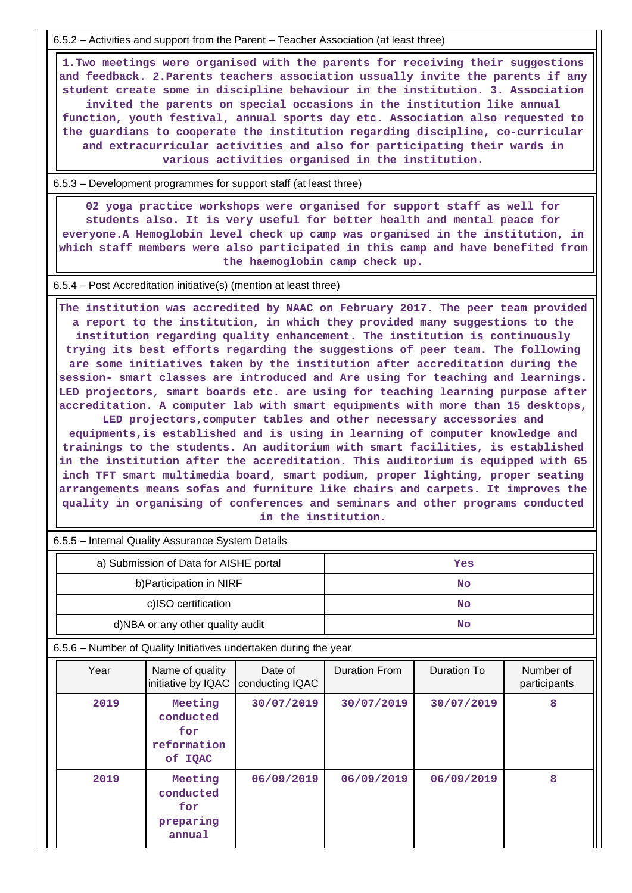6.5.2 – Activities and support from the Parent – Teacher Association (at least three)

1.Two meetings were organised with the parents for receiving their suggestions and feedback. 2.Parents teachers association ussually invite the parents if any student create some in discipline behaviour in the institution. 3. Association invited the parents on special occasions in the institution like annual function, youth festival, annual sports day etc. Association also requested to the guardians to cooperate the institution regarding discipline, co-curricular and extracurricular activities and also for participating their wards in various activities organised in the institution.

6.5.3 – Development programmes for support staff (at least three)

02 yoga practice workshops were organised for support staff as well for students also. It is very useful for better health and mental peace for everyone.A Hemoglobin level check up camp was organised in the institution, in which staff members were also participated in this camp and have benefited from the haemoglobin camp check up.

6.5.4 – Post Accreditation initiative(s) (mention at least three)

The institution was accredited by NAAC on February 2017. The peer team provided a report to the institution, in which they provided many suggestions to the institution regarding quality enhancement. The institution is continuously trying its best efforts regarding the suggestions of peer team. The following are some initiatives taken by the institution after accreditation during the session- smart classes are introduced and Are using for teaching and learnings. LED projectors, smart boards etc. are using for teaching learning purpose after accreditation. A computer lab with smart equipments with more than 15 desktops, LED projectors,computer tables and other necessary accessories and equipments,is established and is using in learning of computer knowledge and trainings to the students. An auditorium with smart facilities, is established in the institution after the accreditation. This auditorium is equipped with 65 inch TFT smart multimedia board, smart podium, proper lighting, proper seating arrangements means sofas and furniture like chairs and carpets. It improves the quality in organising of conferences and seminars and other programs conducted in the institution.

6.5.5 – Internal Quality Assurance System Details

| | |
|---|---|
| a) Submission of Data for AISHE portal | Yes |
| b)Participation in NIRF | No |
| c)ISO certification | No |
| d)NBA or any other quality audit | No |

6.5.6 – Number of Quality Initiatives undertaken during the year

| Year | Name of quality initiative by IQAC | Date of conducting IQAC | Duration From | Duration To | Number of participants |
|---|---|---|---|---|---|
| 2019 | Meeting conducted for reformation of IQAC | 30/07/2019 | 30/07/2019 | 30/07/2019 | 8 |
| 2019 | Meeting conducted for preparing annual | 06/09/2019 | 06/09/2019 | 06/09/2019 | 8 |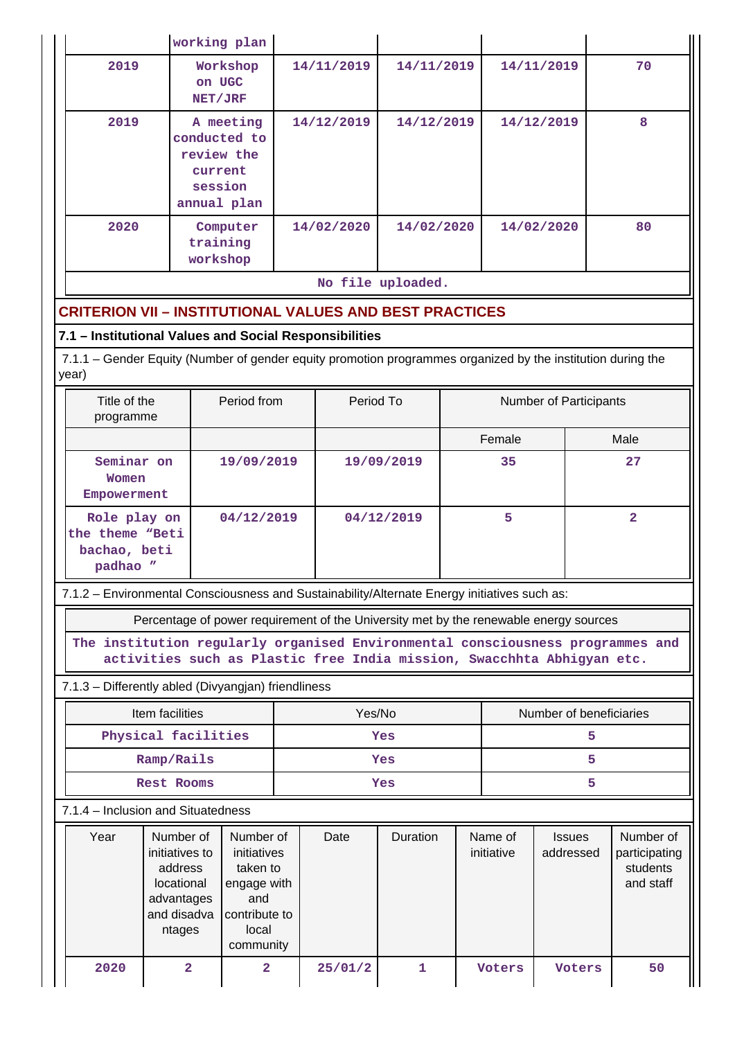| | working plan | | | | |
|---|---|---|---|---|---|
| 2019 | Workshop on UGC NET/JRF | 14/11/2019 | 14/11/2019 | 14/11/2019 | 70 |
| 2019 | A meeting conducted to review the current session annual plan | 14/12/2019 | 14/12/2019 | 14/12/2019 | 8 |
| 2020 | Computer training workshop | 14/02/2020 | 14/02/2020 | 14/02/2020 | 80 |

No file uploaded.

## CRITERION VII – INSTITUTIONAL VALUES AND BEST PRACTICES

### 7.1 – Institutional Values and Social Responsibilities

7.1.1 – Gender Equity (Number of gender equity promotion programmes organized by the institution during the year)

| Title of the programme | Period from | Period To | Number of Participants | |
|---|---|---|---|---|
| | | | Female | Male |
| Seminar on Women Empowerment | 19/09/2019 | 19/09/2019 | 35 | 27 |
| Role play on the theme "Beti bachao, beti padhao " | 04/12/2019 | 04/12/2019 | 5 | 2 |

7.1.2 – Environmental Consciousness and Sustainability/Alternate Energy initiatives such as:

| Percentage of power requirement of the University met by the renewable energy sources |
|---|
| The institution regularly organised Environmental consciousness programmes and activities such as Plastic free India mission, Swacchhta Abhigyan etc. |

7.1.3 – Differently abled (Divyangjan) friendliness

| Item facilities | Yes/No | Number of beneficiaries |
|---|---|---|
| Physical facilities | Yes | 5 |
| Ramp/Rails | Yes | 5 |
| Rest Rooms | Yes | 5 |

7.1.4 – Inclusion and Situatedness

| Year | Number of initiatives to address locational advantages and disadvantages | Number of initiatives taken to engage with and contribute to local community | Date | Duration | Name of initiative | Issues addressed | Number of participating students and staff |
|---|---|---|---|---|---|---|---|
| 2020 | 2 | 2 | 25/01/2 | 1 | Voters | Voters | 50 |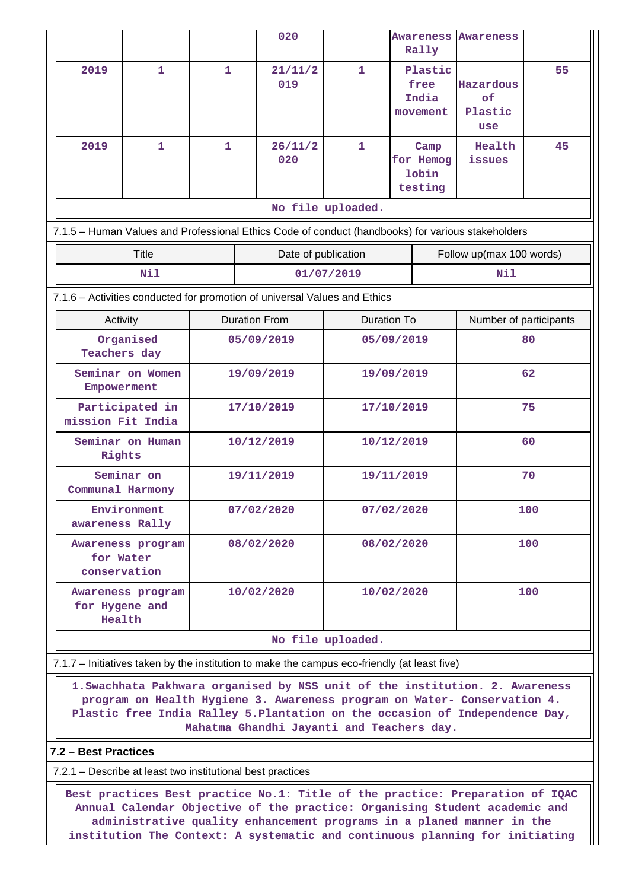| | | | 020 | | Awareness Rally | Awareness | |
|---|---|---|---|---|---|---|---|
| 2019 | 1 | 1 | 21/11/2019 | 1 | Plastic free India movement | Hazardous of Plastic use | 55 |
| 2019 | 1 | 1 | 26/11/2020 | 1 | Camp for Hemoglobin testing | Health issues | 45 |

No file uploaded.

7.1.5 – Human Values and Professional Ethics Code of conduct (handbooks) for various stakeholders

| Title | Date of publication | Follow up(max 100 words) |
|---|---|---|
| Nil | 01/07/2019 | Nil |

7.1.6 – Activities conducted for promotion of universal Values and Ethics

| Activity | Duration From | Duration To | Number of participants |
|---|---|---|---|
| Organised Teachers day | 05/09/2019 | 05/09/2019 | 80 |
| Seminar on Women Empowerment | 19/09/2019 | 19/09/2019 | 62 |
| Participated in mission Fit India | 17/10/2019 | 17/10/2019 | 75 |
| Seminar on Human Rights | 10/12/2019 | 10/12/2019 | 60 |
| Seminar on Communal Harmony | 19/11/2019 | 19/11/2019 | 70 |
| Environment awareness Rally | 07/02/2020 | 07/02/2020 | 100 |
| Awareness program for Water conservation | 08/02/2020 | 08/02/2020 | 100 |
| Awareness program for Hygene and Health | 10/02/2020 | 10/02/2020 | 100 |

No file uploaded.

7.1.7 – Initiatives taken by the institution to make the campus eco-friendly (at least five)

1.Swachhata Pakhwara organised by NSS unit of the institution. 2. Awareness program on Health Hygiene 3. Awareness program on Water- Conservation 4. Plastic free India Ralley 5.Plantation on the occasion of Independence Day, Mahatma Ghandhi Jayanti and Teachers day.

**7.2 – Best Practices**

7.2.1 – Describe at least two institutional best practices

Best practices Best practice No.1: Title of the practice: Preparation of IQAC Annual Calendar Objective of the practice: Organising Student academic and administrative quality enhancement programs in a planed manner in the institution The Context: A systematic and continuous planning for initiating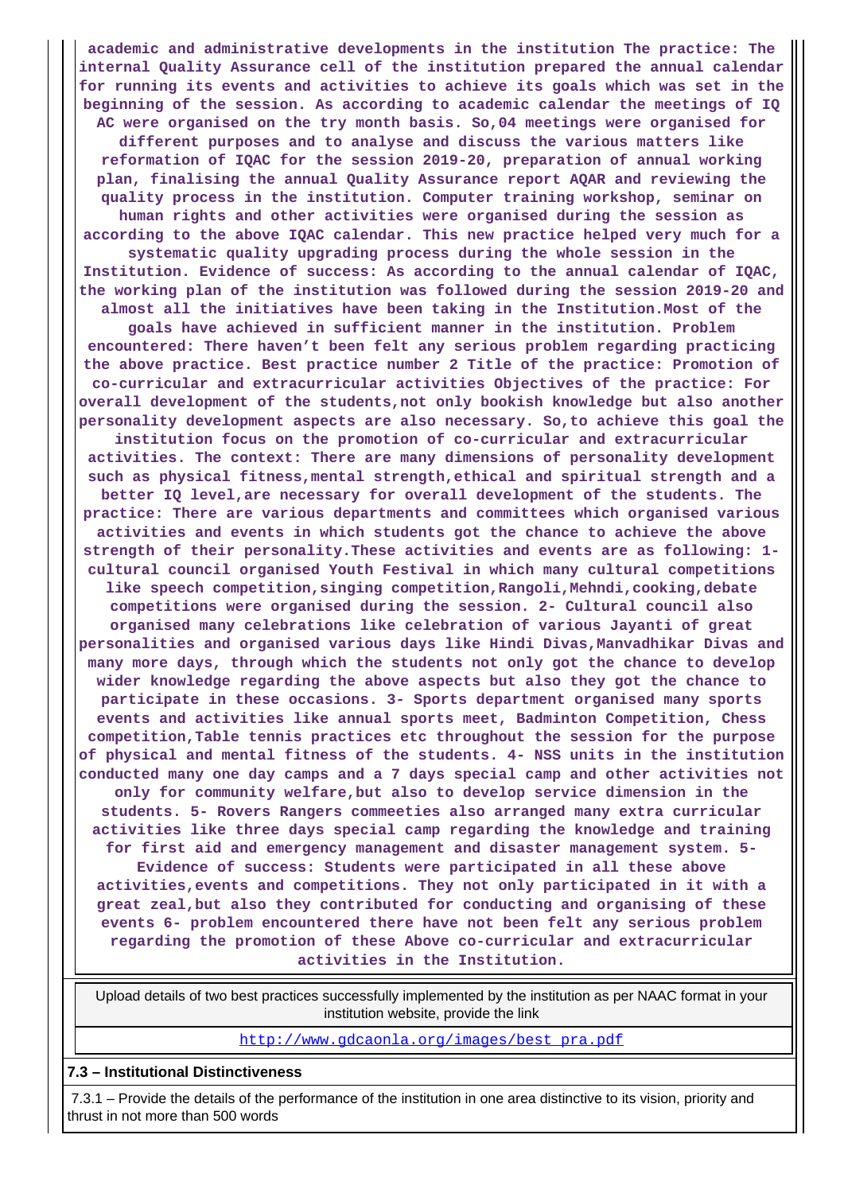academic and administrative developments in the institution The practice: The internal Quality Assurance cell of the institution prepared the annual calendar for running its events and activities to achieve its goals which was set in the beginning of the session. As according to academic calendar the meetings of IQ AC were organised on the try month basis. So,04 meetings were organised for different purposes and to analyse and discuss the various matters like reformation of IQAC for the session 2019-20, preparation of annual working plan, finalising the annual Quality Assurance report AQAR and reviewing the quality process in the institution. Computer training workshop, seminar on human rights and other activities were organised during the session as according to the above IQAC calendar. This new practice helped very much for a systematic quality upgrading process during the whole session in the Institution. Evidence of success: As according to the annual calendar of IQAC, the working plan of the institution was followed during the session 2019-20 and almost all the initiatives have been taking in the Institution.Most of the goals have achieved in sufficient manner in the institution. Problem encountered: There haven't been felt any serious problem regarding practicing the above practice. Best practice number 2 Title of the practice: Promotion of co-curricular and extracurricular activities Objectives of the practice: For overall development of the students,not only bookish knowledge but also another personality development aspects are also necessary. So,to achieve this goal the institution focus on the promotion of co-curricular and extracurricular activities. The context: There are many dimensions of personality development such as physical fitness,mental strength,ethical and spiritual strength and a better IQ level,are necessary for overall development of the students. The practice: There are various departments and committees which organised various activities and events in which students got the chance to achieve the above strength of their personality.These activities and events are as following: 1- cultural council organised Youth Festival in which many cultural competitions like speech competition,singing competition,Rangoli,Mehndi,cooking,debate competitions were organised during the session. 2- Cultural council also organised many celebrations like celebration of various Jayanti of great personalities and organised various days like Hindi Divas,Manvadhikar Divas and many more days, through which the students not only got the chance to develop wider knowledge regarding the above aspects but also they got the chance to participate in these occasions. 3- Sports department organised many sports events and activities like annual sports meet, Badminton Competition, Chess competition,Table tennis practices etc throughout the session for the purpose of physical and mental fitness of the students. 4- NSS units in the institution conducted many one day camps and a 7 days special camp and other activities not only for community welfare,but also to develop service dimension in the students. 5- Rovers Rangers commeeties also arranged many extra curricular activities like three days special camp regarding the knowledge and training for first aid and emergency management and disaster management system. 5- Evidence of success: Students were participated in all these above activities,events and competitions. They not only participated in it with a great zeal,but also they contributed for conducting and organising of these events 6- problem encountered there have not been felt any serious problem regarding the promotion of these Above co-curricular and extracurricular activities in the Institution.

| Upload details of two best practices successfully implemented by the institution as per NAAC format in your institution website, provide the link |
|---|
| http://www.gdcaonla.org/images/best_pra.pdf |

**7.3 – Institutional Distinctiveness**

7.3.1 – Provide the details of the performance of the institution in one area distinctive to its vision, priority and thrust in not more than 500 words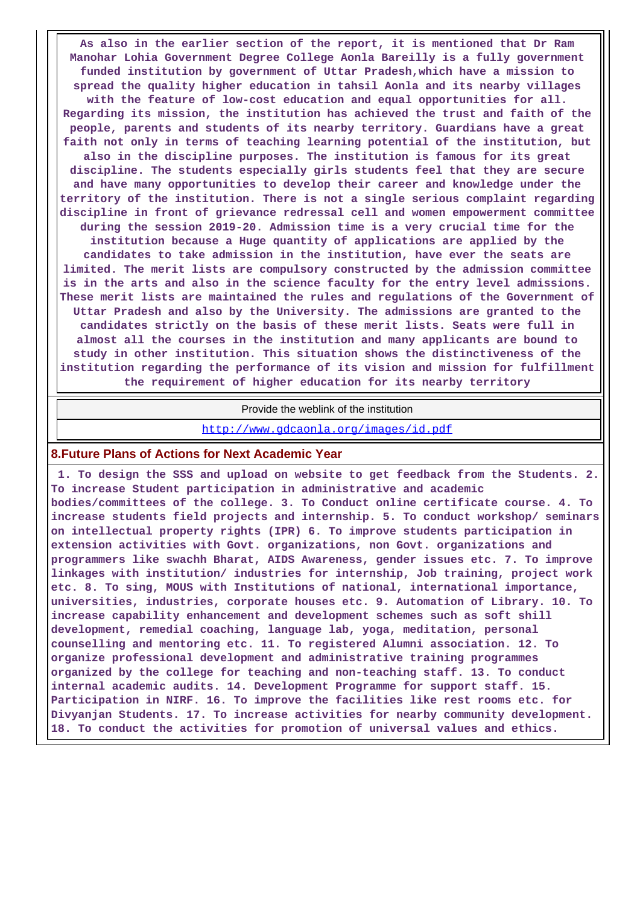As also in the earlier section of the report, it is mentioned that Dr Ram Manohar Lohia Government Degree College Aonla Bareilly is a fully government funded institution by government of Uttar Pradesh,which have a mission to spread the quality higher education in tahsil Aonla and its nearby villages with the feature of low-cost education and equal opportunities for all. Regarding its mission, the institution has achieved the trust and faith of the people, parents and students of its nearby territory. Guardians have a great faith not only in terms of teaching learning potential of the institution, but also in the discipline purposes. The institution is famous for its great discipline. The students especially girls students feel that they are secure and have many opportunities to develop their career and knowledge under the territory of the institution. There is not a single serious complaint regarding discipline in front of grievance redressal cell and women empowerment committee during the session 2019-20. Admission time is a very crucial time for the institution because a Huge quantity of applications are applied by the candidates to take admission in the institution, have ever the seats are limited. The merit lists are compulsory constructed by the admission committee is in the arts and also in the science faculty for the entry level admissions. These merit lists are maintained the rules and regulations of the Government of Uttar Pradesh and also by the University. The admissions are granted to the candidates strictly on the basis of these merit lists. Seats were full in almost all the courses in the institution and many applicants are bound to study in other institution. This situation shows the distinctiveness of the institution regarding the performance of its vision and mission for fulfillment the requirement of higher education for its nearby territory

| Provide the weblink of the institution |
|---|
| http://www.gdcaonla.org/images/id.pdf |

## 8.Future Plans of Actions for Next Academic Year

1. To design the SSS and upload on website to get feedback from the Students. 2. To increase Student participation in administrative and academic bodies/committees of the college. 3. To Conduct online certificate course. 4. To increase students field projects and internship. 5. To conduct workshop/ seminars on intellectual property rights (IPR) 6. To improve students participation in extension activities with Govt. organizations, non Govt. organizations and programmers like swachh Bharat, AIDS Awareness, gender issues etc. 7. To improve linkages with institution/ industries for internship, Job training, project work etc. 8. To sing, MOUS with Institutions of national, international importance, universities, industries, corporate houses etc. 9. Automation of Library. 10. To increase capability enhancement and development schemes such as soft shill development, remedial coaching, language lab, yoga, meditation, personal counselling and mentoring etc. 11. To registered Alumni association. 12. To organize professional development and administrative training programmes organized by the college for teaching and non-teaching staff. 13. To conduct internal academic audits. 14. Development Programme for support staff. 15. Participation in NIRF. 16. To improve the facilities like rest rooms etc. for Divyanjan Students. 17. To increase activities for nearby community development. 18. To conduct the activities for promotion of universal values and ethics.